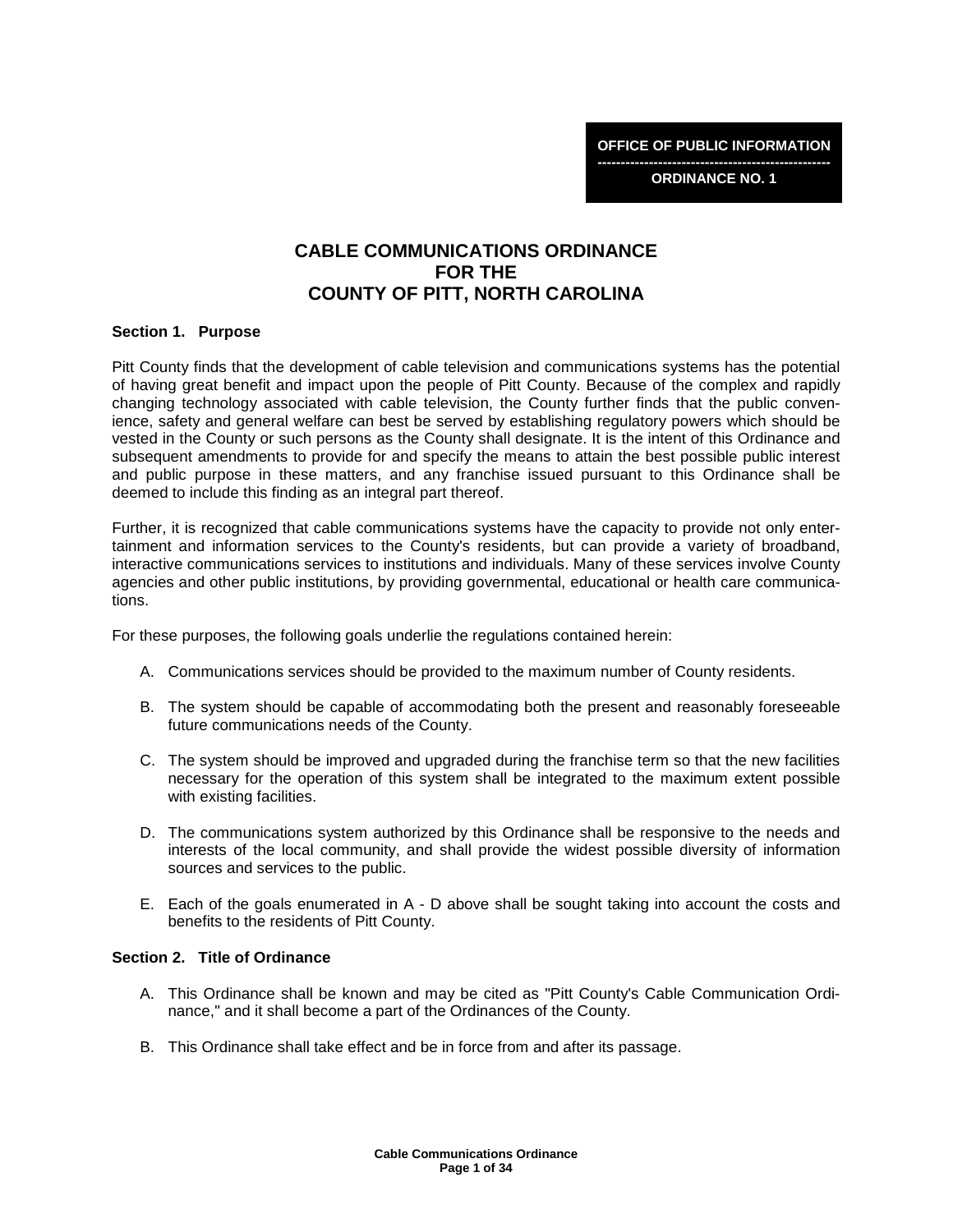**OFFICE OF PUBLIC INFORMATION**

**ORDINANCE NO. 1**

# CABLE COMMUNICATIONS ORDINANCE FOR THE COUNTY OF PITT, NORTH CAROLINA

## Section 1. Purpose

Pitt County finds that the development of cable television and communications systems has the potential of having great benefit and impact upon the people of Pitt County. Because of the complex and rapidly changing technology associated with cable television, the County further finds that the public convenience, safety and general welfare can best be served by establishing regulatory powers which should be vested in the County or such persons as the County shall designate. It is the intent of this Ordinance and subsequent amendments to provide for and specify the means to attain the best possible public interest and public purpose in these matters, and any franchise issued pursuant to this Ordinance shall be deemed to include this finding as an integral part thereof.

Further, it is recognized that cable communications systems have the capacity to provide not only entertainment and information services to the County's residents, but can provide a variety of broadband, interactive communications services to institutions and individuals. Many of these services involve County agencies and other public institutions, by providing governmental, educational or health care communications.

For these purposes, the following goals underlie the regulations contained herein:

A. Communications services should be provided to the maximum number of County residents.

B. The system should be capable of accommodating both the present and reasonably foreseeable future communications needs of the County.

C. The system should be improved and upgraded during the franchise term so that the new facilities necessary for the operation of this system shall be integrated to the maximum extent possible with existing facilities.

D. The communications system authorized by this Ordinance shall be responsive to the needs and interests of the local community, and shall provide the widest possible diversity of information sources and services to the public.

E. Each of the goals enumerated in A - D above shall be sought taking into account the costs and benefits to the residents of Pitt County.

## Section 2. Title of Ordinance

A. This Ordinance shall be known and may be cited as "Pitt County's Cable Communication Ordinance," and it shall become a part of the Ordinances of the County.

B. This Ordinance shall take effect and be in force from and after its passage.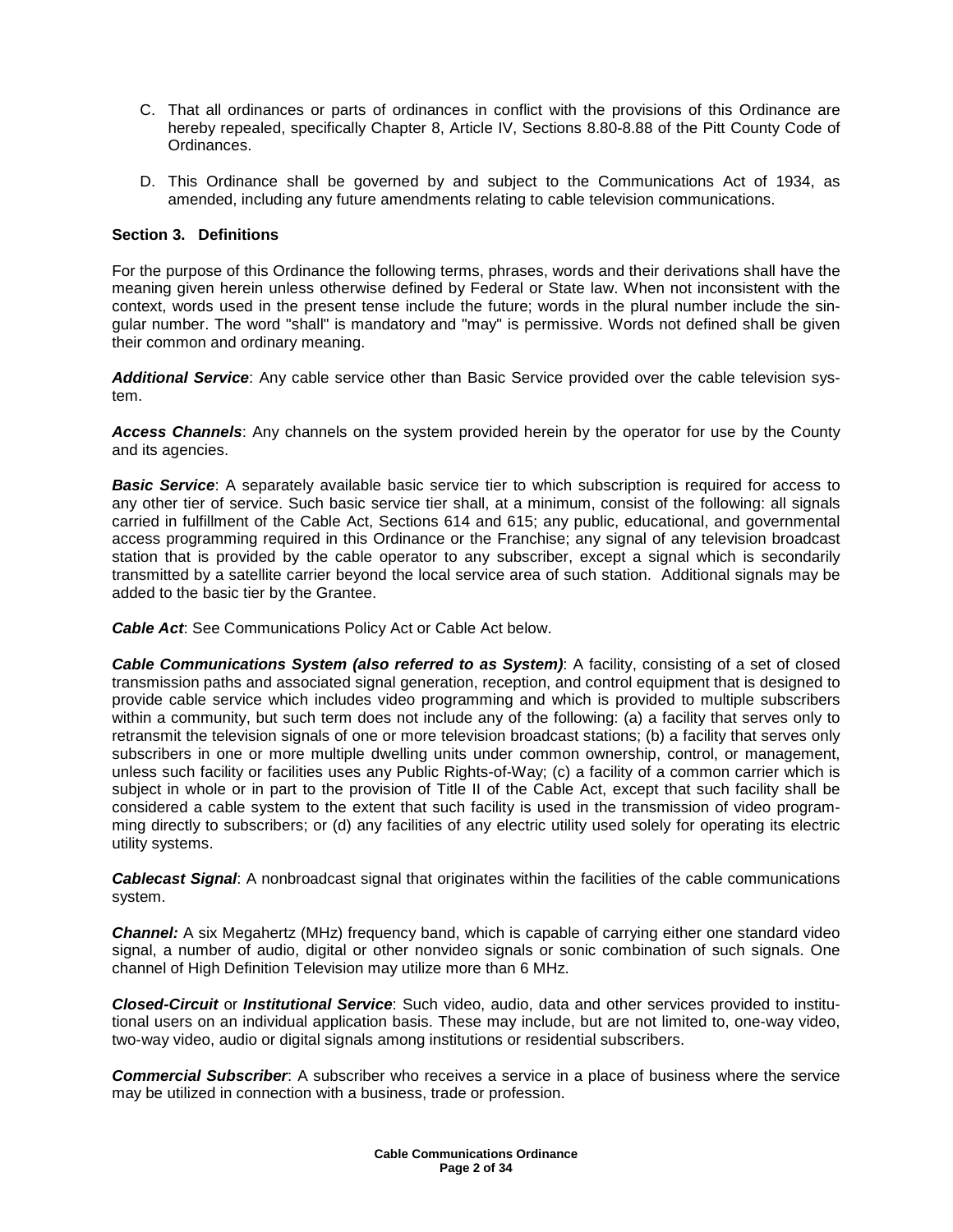C. That all ordinances or parts of ordinances in conflict with the provisions of this Ordinance are hereby repealed, specifically Chapter 8, Article IV, Sections 8.80-8.88 of the Pitt County Code of Ordinances.

D. This Ordinance shall be governed by and subject to the Communications Act of 1934, as amended, including any future amendments relating to cable television communications.

### Section 3. Definitions

For the purpose of this Ordinance the following terms, phrases, words and their derivations shall have the meaning given herein unless otherwise defined by Federal or State law. When not inconsistent with the context, words used in the present tense include the future; words in the plural number include the singular number. The word "shall" is mandatory and "may" is permissive. Words not defined shall be given their common and ordinary meaning.

***Additional Service***: Any cable service other than Basic Service provided over the cable television system.

***Access Channels***: Any channels on the system provided herein by the operator for use by the County and its agencies.

***Basic Service***: A separately available basic service tier to which subscription is required for access to any other tier of service. Such basic service tier shall, at a minimum, consist of the following: all signals carried in fulfillment of the Cable Act, Sections 614 and 615; any public, educational, and governmental access programming required in this Ordinance or the Franchise; any signal of any television broadcast station that is provided by the cable operator to any subscriber, except a signal which is secondarily transmitted by a satellite carrier beyond the local service area of such station. Additional signals may be added to the basic tier by the Grantee.

***Cable Act***: See Communications Policy Act or Cable Act below.

***Cable Communications System (also referred to as System)***: A facility, consisting of a set of closed transmission paths and associated signal generation, reception, and control equipment that is designed to provide cable service which includes video programming and which is provided to multiple subscribers within a community, but such term does not include any of the following: (a) a facility that serves only to retransmit the television signals of one or more television broadcast stations; (b) a facility that serves only subscribers in one or more multiple dwelling units under common ownership, control, or management, unless such facility or facilities uses any Public Rights-of-Way; (c) a facility of a common carrier which is subject in whole or in part to the provision of Title II of the Cable Act, except that such facility shall be considered a cable system to the extent that such facility is used in the transmission of video programming directly to subscribers; or (d) any facilities of any electric utility used solely for operating its electric utility systems.

***Cablecast Signal***: A nonbroadcast signal that originates within the facilities of the cable communications system.

***Channel:*** A six Megahertz (MHz) frequency band, which is capable of carrying either one standard video signal, a number of audio, digital or other nonvideo signals or sonic combination of such signals. One channel of High Definition Television may utilize more than 6 MHz.

***Closed-Circuit*** or ***Institutional Service***: Such video, audio, data and other services provided to institutional users on an individual application basis. These may include, but are not limited to, one-way video, two-way video, audio or digital signals among institutions or residential subscribers.

***Commercial Subscriber***: A subscriber who receives a service in a place of business where the service may be utilized in connection with a business, trade or profession.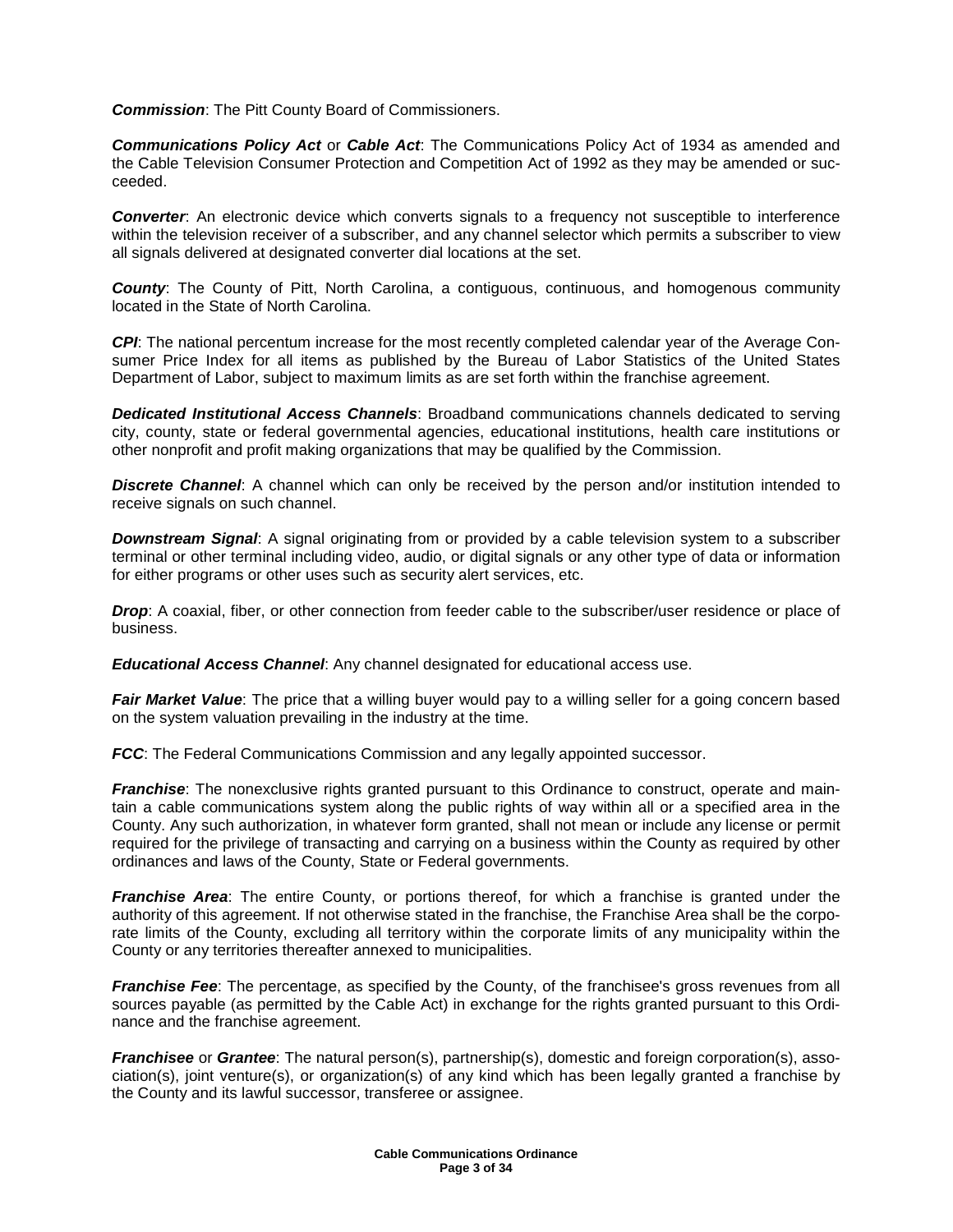***Commission***: The Pitt County Board of Commissioners.

***Communications Policy Act*** or ***Cable Act***: The Communications Policy Act of 1934 as amended and the Cable Television Consumer Protection and Competition Act of 1992 as they may be amended or succeeded.

***Converter***: An electronic device which converts signals to a frequency not susceptible to interference within the television receiver of a subscriber, and any channel selector which permits a subscriber to view all signals delivered at designated converter dial locations at the set.

***County***: The County of Pitt, North Carolina, a contiguous, continuous, and homogenous community located in the State of North Carolina.

***CPI***: The national percentum increase for the most recently completed calendar year of the Average Consumer Price Index for all items as published by the Bureau of Labor Statistics of the United States Department of Labor, subject to maximum limits as are set forth within the franchise agreement.

***Dedicated Institutional Access Channels***: Broadband communications channels dedicated to serving city, county, state or federal governmental agencies, educational institutions, health care institutions or other nonprofit and profit making organizations that may be qualified by the Commission.

***Discrete Channel***: A channel which can only be received by the person and/or institution intended to receive signals on such channel.

***Downstream Signal***: A signal originating from or provided by a cable television system to a subscriber terminal or other terminal including video, audio, or digital signals or any other type of data or information for either programs or other uses such as security alert services, etc.

***Drop***: A coaxial, fiber, or other connection from feeder cable to the subscriber/user residence or place of business.

***Educational Access Channel***: Any channel designated for educational access use.

***Fair Market Value***: The price that a willing buyer would pay to a willing seller for a going concern based on the system valuation prevailing in the industry at the time.

***FCC***: The Federal Communications Commission and any legally appointed successor.

***Franchise***: The nonexclusive rights granted pursuant to this Ordinance to construct, operate and maintain a cable communications system along the public rights of way within all or a specified area in the County. Any such authorization, in whatever form granted, shall not mean or include any license or permit required for the privilege of transacting and carrying on a business within the County as required by other ordinances and laws of the County, State or Federal governments.

***Franchise Area***: The entire County, or portions thereof, for which a franchise is granted under the authority of this agreement. If not otherwise stated in the franchise, the Franchise Area shall be the corporate limits of the County, excluding all territory within the corporate limits of any municipality within the County or any territories thereafter annexed to municipalities.

***Franchise Fee***: The percentage, as specified by the County, of the franchisee's gross revenues from all sources payable (as permitted by the Cable Act) in exchange for the rights granted pursuant to this Ordinance and the franchise agreement.

***Franchisee*** or ***Grantee***: The natural person(s), partnership(s), domestic and foreign corporation(s), association(s), joint venture(s), or organization(s) of any kind which has been legally granted a franchise by the County and its lawful successor, transferee or assignee.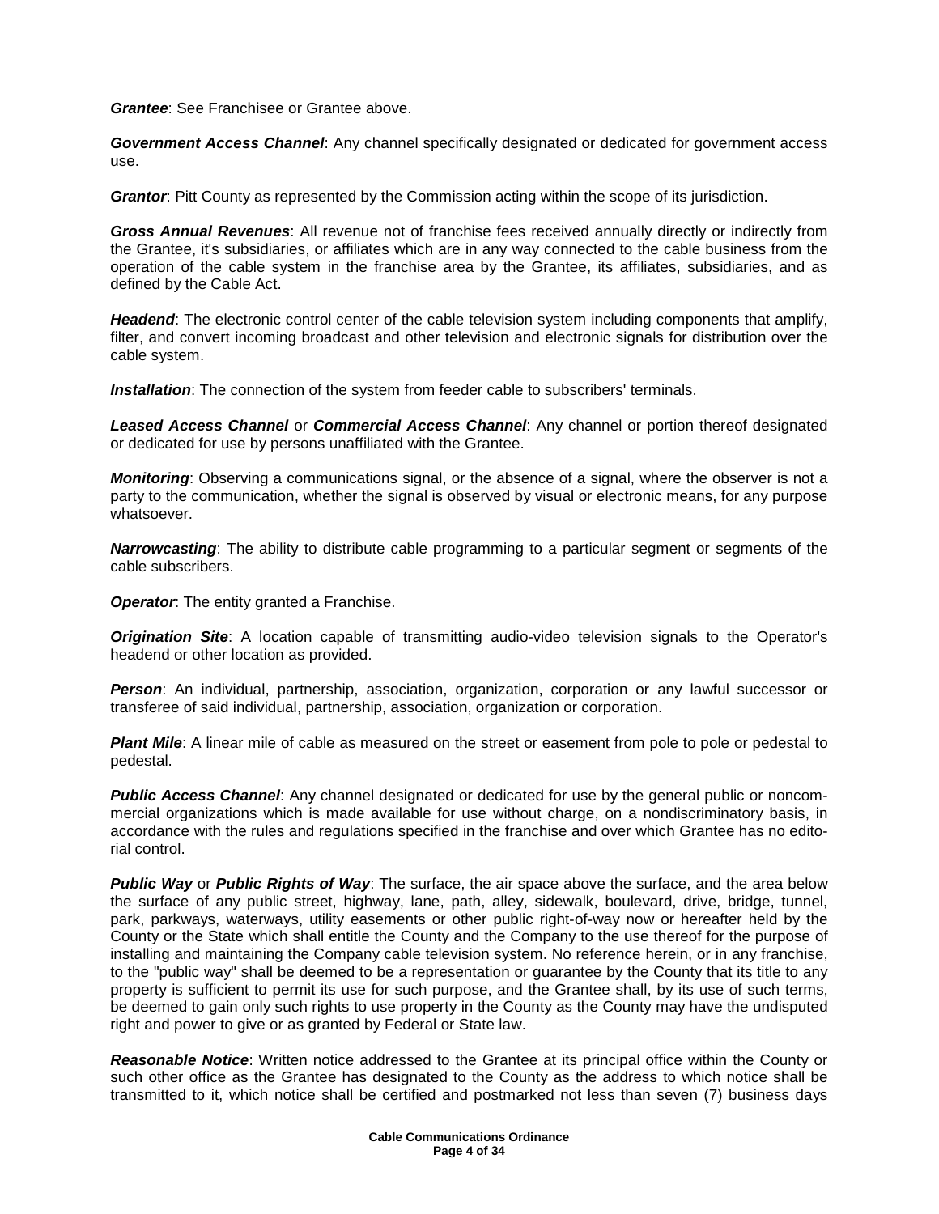***Grantee***: See Franchisee or Grantee above.

***Government Access Channel***: Any channel specifically designated or dedicated for government access use.

***Grantor***: Pitt County as represented by the Commission acting within the scope of its jurisdiction.

***Gross Annual Revenues***: All revenue not of franchise fees received annually directly or indirectly from the Grantee, it's subsidiaries, or affiliates which are in any way connected to the cable business from the operation of the cable system in the franchise area by the Grantee, its affiliates, subsidiaries, and as defined by the Cable Act.

***Headend***: The electronic control center of the cable television system including components that amplify, filter, and convert incoming broadcast and other television and electronic signals for distribution over the cable system.

***Installation***: The connection of the system from feeder cable to subscribers' terminals.

***Leased Access Channel*** or ***Commercial Access Channel***: Any channel or portion thereof designated or dedicated for use by persons unaffiliated with the Grantee.

***Monitoring***: Observing a communications signal, or the absence of a signal, where the observer is not a party to the communication, whether the signal is observed by visual or electronic means, for any purpose whatsoever.

***Narrowcasting***: The ability to distribute cable programming to a particular segment or segments of the cable subscribers.

***Operator***: The entity granted a Franchise.

***Origination Site***: A location capable of transmitting audio-video television signals to the Operator's headend or other location as provided.

***Person***: An individual, partnership, association, organization, corporation or any lawful successor or transferee of said individual, partnership, association, organization or corporation.

***Plant Mile***: A linear mile of cable as measured on the street or easement from pole to pole or pedestal to pedestal.

***Public Access Channel***: Any channel designated or dedicated for use by the general public or noncommercial organizations which is made available for use without charge, on a nondiscriminatory basis, in accordance with the rules and regulations specified in the franchise and over which Grantee has no editorial control.

***Public Way*** or ***Public Rights of Way***: The surface, the air space above the surface, and the area below the surface of any public street, highway, lane, path, alley, sidewalk, boulevard, drive, bridge, tunnel, park, parkways, waterways, utility easements or other public right-of-way now or hereafter held by the County or the State which shall entitle the County and the Company to the use thereof for the purpose of installing and maintaining the Company cable television system. No reference herein, or in any franchise, to the "public way" shall be deemed to be a representation or guarantee by the County that its title to any property is sufficient to permit its use for such purpose, and the Grantee shall, by its use of such terms, be deemed to gain only such rights to use property in the County as the County may have the undisputed right and power to give or as granted by Federal or State law.

***Reasonable Notice***: Written notice addressed to the Grantee at its principal office within the County or such other office as the Grantee has designated to the County as the address to which notice shall be transmitted to it, which notice shall be certified and postmarked not less than seven (7) business days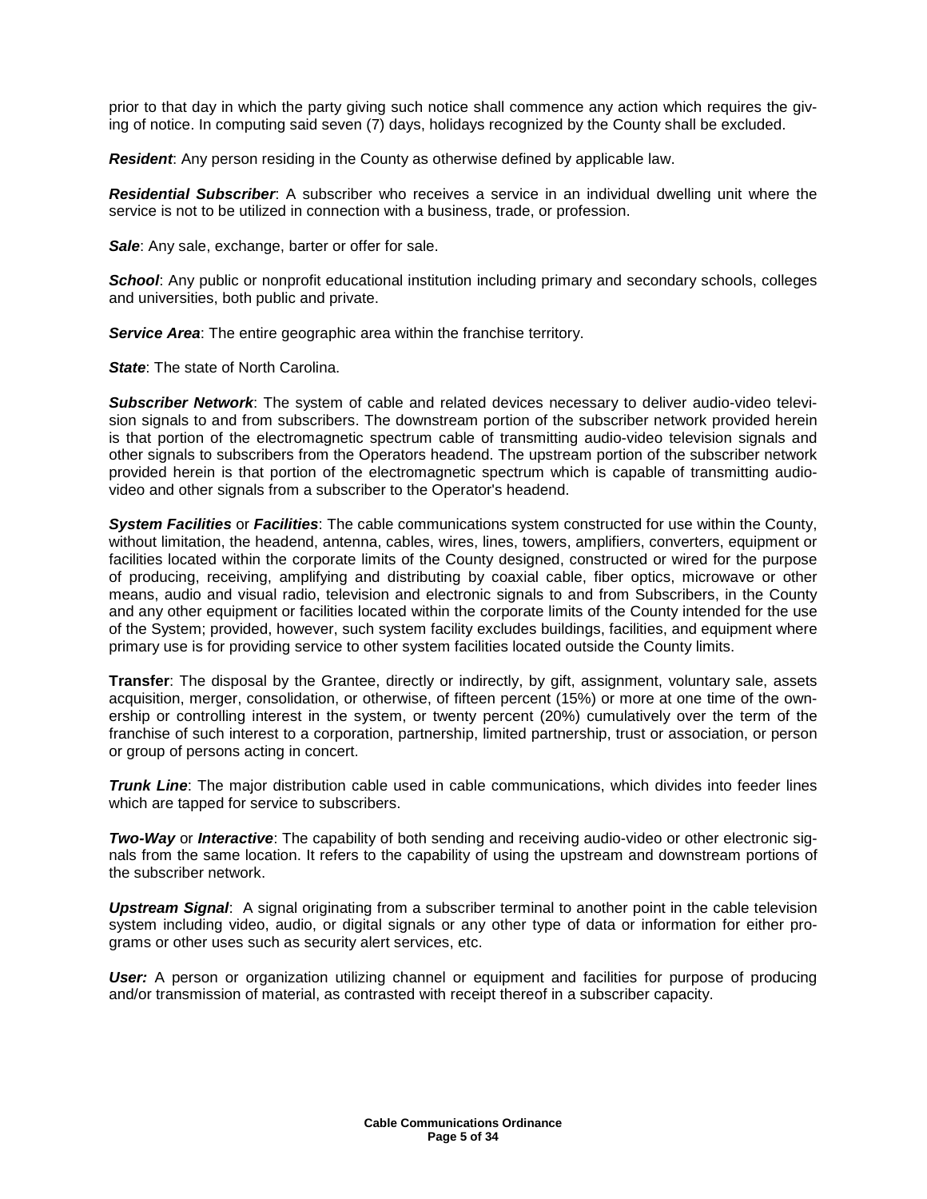prior to that day in which the party giving such notice shall commence any action which requires the giving of notice. In computing said seven (7) days, holidays recognized by the County shall be excluded.

***Resident***: Any person residing in the County as otherwise defined by applicable law.

***Residential Subscriber***: A subscriber who receives a service in an individual dwelling unit where the service is not to be utilized in connection with a business, trade, or profession.

***Sale***: Any sale, exchange, barter or offer for sale.

***School***: Any public or nonprofit educational institution including primary and secondary schools, colleges and universities, both public and private.

***Service Area***: The entire geographic area within the franchise territory.

***State***: The state of North Carolina.

***Subscriber Network***: The system of cable and related devices necessary to deliver audio-video television signals to and from subscribers. The downstream portion of the subscriber network provided herein is that portion of the electromagnetic spectrum cable of transmitting audio-video television signals and other signals to subscribers from the Operators headend. The upstream portion of the subscriber network provided herein is that portion of the electromagnetic spectrum which is capable of transmitting audio-video and other signals from a subscriber to the Operator's headend.

***System Facilities*** or ***Facilities***: The cable communications system constructed for use within the County, without limitation, the headend, antenna, cables, wires, lines, towers, amplifiers, converters, equipment or facilities located within the corporate limits of the County designed, constructed or wired for the purpose of producing, receiving, amplifying and distributing by coaxial cable, fiber optics, microwave or other means, audio and visual radio, television and electronic signals to and from Subscribers, in the County and any other equipment or facilities located within the corporate limits of the County intended for the use of the System; provided, however, such system facility excludes buildings, facilities, and equipment where primary use is for providing service to other system facilities located outside the County limits.

**Transfer**: The disposal by the Grantee, directly or indirectly, by gift, assignment, voluntary sale, assets acquisition, merger, consolidation, or otherwise, of fifteen percent (15%) or more at one time of the ownership or controlling interest in the system, or twenty percent (20%) cumulatively over the term of the franchise of such interest to a corporation, partnership, limited partnership, trust or association, or person or group of persons acting in concert.

***Trunk Line***: The major distribution cable used in cable communications, which divides into feeder lines which are tapped for service to subscribers.

***Two-Way*** or ***Interactive***: The capability of both sending and receiving audio-video or other electronic signals from the same location. It refers to the capability of using the upstream and downstream portions of the subscriber network.

***Upstream Signal***: A signal originating from a subscriber terminal to another point in the cable television system including video, audio, or digital signals or any other type of data or information for either programs or other uses such as security alert services, etc.

***User:*** A person or organization utilizing channel or equipment and facilities for purpose of producing and/or transmission of material, as contrasted with receipt thereof in a subscriber capacity.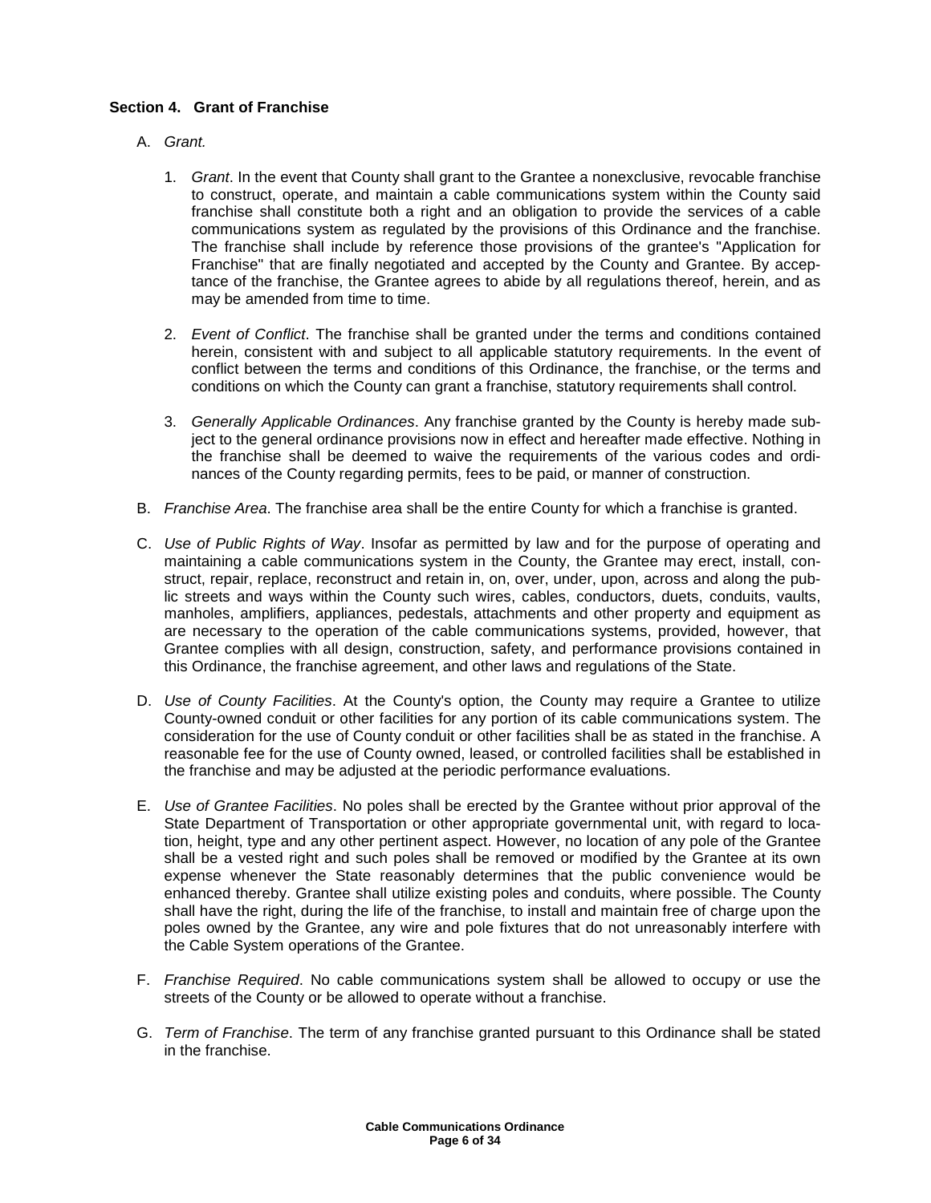### Section 4. Grant of Franchise

A. *Grant.*

1. *Grant*. In the event that County shall grant to the Grantee a nonexclusive, revocable franchise to construct, operate, and maintain a cable communications system within the County said franchise shall constitute both a right and an obligation to provide the services of a cable communications system as regulated by the provisions of this Ordinance and the franchise. The franchise shall include by reference those provisions of the grantee's "Application for Franchise" that are finally negotiated and accepted by the County and Grantee. By acceptance of the franchise, the Grantee agrees to abide by all regulations thereof, herein, and as may be amended from time to time.

2. *Event of Conflict*. The franchise shall be granted under the terms and conditions contained herein, consistent with and subject to all applicable statutory requirements. In the event of conflict between the terms and conditions of this Ordinance, the franchise, or the terms and conditions on which the County can grant a franchise, statutory requirements shall control.

3. *Generally Applicable Ordinances*. Any franchise granted by the County is hereby made subject to the general ordinance provisions now in effect and hereafter made effective. Nothing in the franchise shall be deemed to waive the requirements of the various codes and ordinances of the County regarding permits, fees to be paid, or manner of construction.

B. *Franchise Area*. The franchise area shall be the entire County for which a franchise is granted.

C. *Use of Public Rights of Way*. Insofar as permitted by law and for the purpose of operating and maintaining a cable communications system in the County, the Grantee may erect, install, construct, repair, replace, reconstruct and retain in, on, over, under, upon, across and along the public streets and ways within the County such wires, cables, conductors, duets, conduits, vaults, manholes, amplifiers, appliances, pedestals, attachments and other property and equipment as are necessary to the operation of the cable communications systems, provided, however, that Grantee complies with all design, construction, safety, and performance provisions contained in this Ordinance, the franchise agreement, and other laws and regulations of the State.

D. *Use of County Facilities*. At the County's option, the County may require a Grantee to utilize County-owned conduit or other facilities for any portion of its cable communications system. The consideration for the use of County conduit or other facilities shall be as stated in the franchise. A reasonable fee for the use of County owned, leased, or controlled facilities shall be established in the franchise and may be adjusted at the periodic performance evaluations.

E. *Use of Grantee Facilities*. No poles shall be erected by the Grantee without prior approval of the State Department of Transportation or other appropriate governmental unit, with regard to location, height, type and any other pertinent aspect. However, no location of any pole of the Grantee shall be a vested right and such poles shall be removed or modified by the Grantee at its own expense whenever the State reasonably determines that the public convenience would be enhanced thereby. Grantee shall utilize existing poles and conduits, where possible. The County shall have the right, during the life of the franchise, to install and maintain free of charge upon the poles owned by the Grantee, any wire and pole fixtures that do not unreasonably interfere with the Cable System operations of the Grantee.

F. *Franchise Required*. No cable communications system shall be allowed to occupy or use the streets of the County or be allowed to operate without a franchise.

G. *Term of Franchise*. The term of any franchise granted pursuant to this Ordinance shall be stated in the franchise.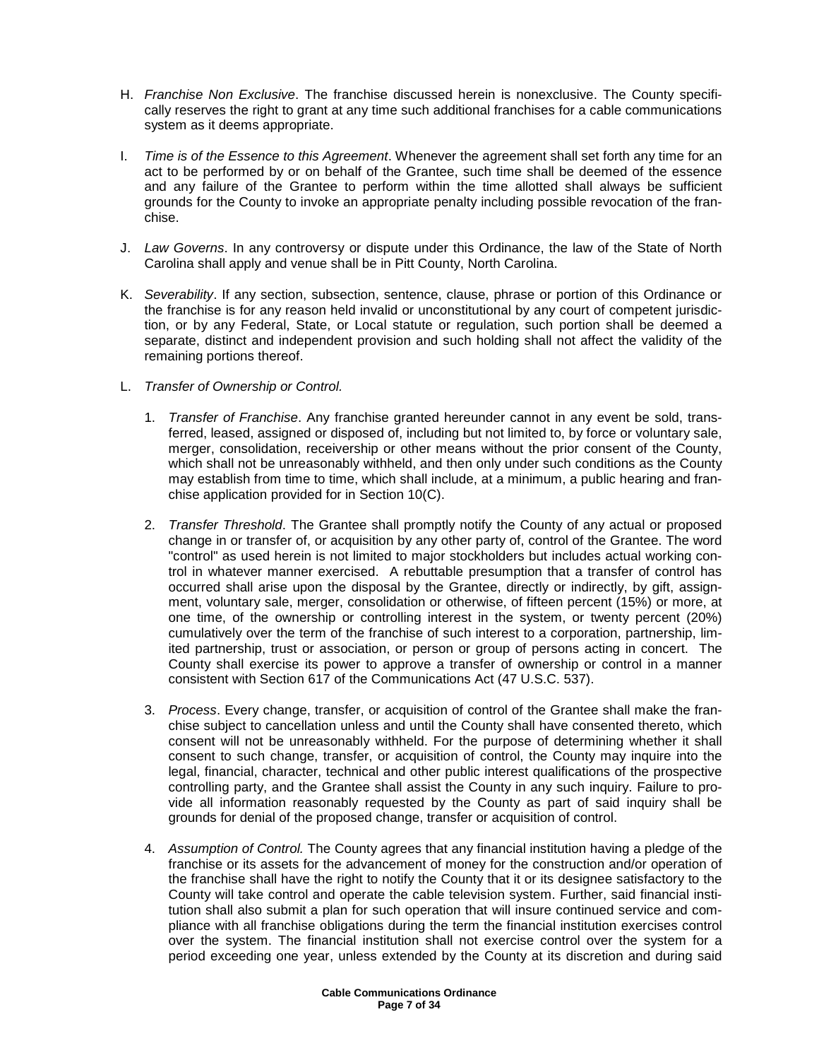H. *Franchise Non Exclusive*. The franchise discussed herein is nonexclusive. The County specifically reserves the right to grant at any time such additional franchises for a cable communications system as it deems appropriate.

I. *Time is of the Essence to this Agreement*. Whenever the agreement shall set forth any time for an act to be performed by or on behalf of the Grantee, such time shall be deemed of the essence and any failure of the Grantee to perform within the time allotted shall always be sufficient grounds for the County to invoke an appropriate penalty including possible revocation of the franchise.

J. *Law Governs*. In any controversy or dispute under this Ordinance, the law of the State of North Carolina shall apply and venue shall be in Pitt County, North Carolina.

K. *Severability*. If any section, subsection, sentence, clause, phrase or portion of this Ordinance or the franchise is for any reason held invalid or unconstitutional by any court of competent jurisdiction, or by any Federal, State, or Local statute or regulation, such portion shall be deemed a separate, distinct and independent provision and such holding shall not affect the validity of the remaining portions thereof.

L. *Transfer of Ownership or Control.*

1. *Transfer of Franchise*. Any franchise granted hereunder cannot in any event be sold, transferred, leased, assigned or disposed of, including but not limited to, by force or voluntary sale, merger, consolidation, receivership or other means without the prior consent of the County, which shall not be unreasonably withheld, and then only under such conditions as the County may establish from time to time, which shall include, at a minimum, a public hearing and franchise application provided for in Section 10(C).

2. *Transfer Threshold*. The Grantee shall promptly notify the County of any actual or proposed change in or transfer of, or acquisition by any other party of, control of the Grantee. The word "control" as used herein is not limited to major stockholders but includes actual working control in whatever manner exercised. A rebuttable presumption that a transfer of control has occurred shall arise upon the disposal by the Grantee, directly or indirectly, by gift, assignment, voluntary sale, merger, consolidation or otherwise, of fifteen percent (15%) or more, at one time, of the ownership or controlling interest in the system, or twenty percent (20%) cumulatively over the term of the franchise of such interest to a corporation, partnership, limited partnership, trust or association, or person or group of persons acting in concert. The County shall exercise its power to approve a transfer of ownership or control in a manner consistent with Section 617 of the Communications Act (47 U.S.C. 537).

3. *Process*. Every change, transfer, or acquisition of control of the Grantee shall make the franchise subject to cancellation unless and until the County shall have consented thereto, which consent will not be unreasonably withheld. For the purpose of determining whether it shall consent to such change, transfer, or acquisition of control, the County may inquire into the legal, financial, character, technical and other public interest qualifications of the prospective controlling party, and the Grantee shall assist the County in any such inquiry. Failure to provide all information reasonably requested by the County as part of said inquiry shall be grounds for denial of the proposed change, transfer or acquisition of control.

4. *Assumption of Control.* The County agrees that any financial institution having a pledge of the franchise or its assets for the advancement of money for the construction and/or operation of the franchise shall have the right to notify the County that it or its designee satisfactory to the County will take control and operate the cable television system. Further, said financial institution shall also submit a plan for such operation that will insure continued service and compliance with all franchise obligations during the term the financial institution exercises control over the system. The financial institution shall not exercise control over the system for a period exceeding one year, unless extended by the County at its discretion and during said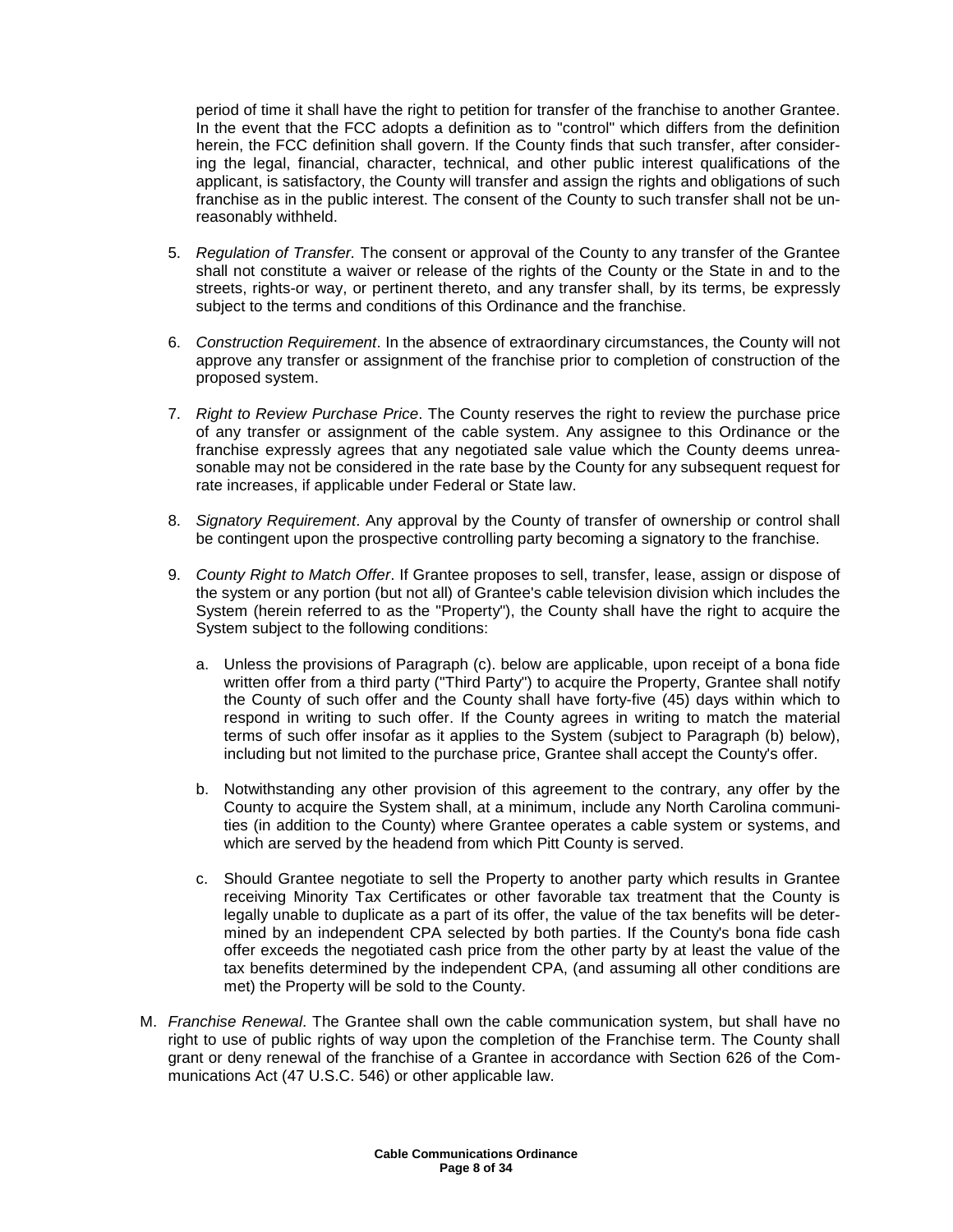period of time it shall have the right to petition for transfer of the franchise to another Grantee. In the event that the FCC adopts a definition as to "control" which differs from the definition herein, the FCC definition shall govern. If the County finds that such transfer, after considering the legal, financial, character, technical, and other public interest qualifications of the applicant, is satisfactory, the County will transfer and assign the rights and obligations of such franchise as in the public interest. The consent of the County to such transfer shall not be unreasonably withheld.

5. *Regulation of Transfer.* The consent or approval of the County to any transfer of the Grantee shall not constitute a waiver or release of the rights of the County or the State in and to the streets, rights-or way, or pertinent thereto, and any transfer shall, by its terms, be expressly subject to the terms and conditions of this Ordinance and the franchise.

6. *Construction Requirement*. In the absence of extraordinary circumstances, the County will not approve any transfer or assignment of the franchise prior to completion of construction of the proposed system.

7. *Right to Review Purchase Price*. The County reserves the right to review the purchase price of any transfer or assignment of the cable system. Any assignee to this Ordinance or the franchise expressly agrees that any negotiated sale value which the County deems unreasonable may not be considered in the rate base by the County for any subsequent request for rate increases, if applicable under Federal or State law.

8. *Signatory Requirement*. Any approval by the County of transfer of ownership or control shall be contingent upon the prospective controlling party becoming a signatory to the franchise.

9. *County Right to Match Offer*. If Grantee proposes to sell, transfer, lease, assign or dispose of the system or any portion (but not all) of Grantee's cable television division which includes the System (herein referred to as the "Property"), the County shall have the right to acquire the System subject to the following conditions:

   a. Unless the provisions of Paragraph (c). below are applicable, upon receipt of a bona fide written offer from a third party ("Third Party") to acquire the Property, Grantee shall notify the County of such offer and the County shall have forty-five (45) days within which to respond in writing to such offer. If the County agrees in writing to match the material terms of such offer insofar as it applies to the System (subject to Paragraph (b) below), including but not limited to the purchase price, Grantee shall accept the County's offer.

   b. Notwithstanding any other provision of this agreement to the contrary, any offer by the County to acquire the System shall, at a minimum, include any North Carolina communities (in addition to the County) where Grantee operates a cable system or systems, and which are served by the headend from which Pitt County is served.

   c. Should Grantee negotiate to sell the Property to another party which results in Grantee receiving Minority Tax Certificates or other favorable tax treatment that the County is legally unable to duplicate as a part of its offer, the value of the tax benefits will be determined by an independent CPA selected by both parties. If the County's bona fide cash offer exceeds the negotiated cash price from the other party by at least the value of the tax benefits determined by the independent CPA, (and assuming all other conditions are met) the Property will be sold to the County.

M. *Franchise Renewal*. The Grantee shall own the cable communication system, but shall have no right to use of public rights of way upon the completion of the Franchise term. The County shall grant or deny renewal of the franchise of a Grantee in accordance with Section 626 of the Communications Act (47 U.S.C. 546) or other applicable law.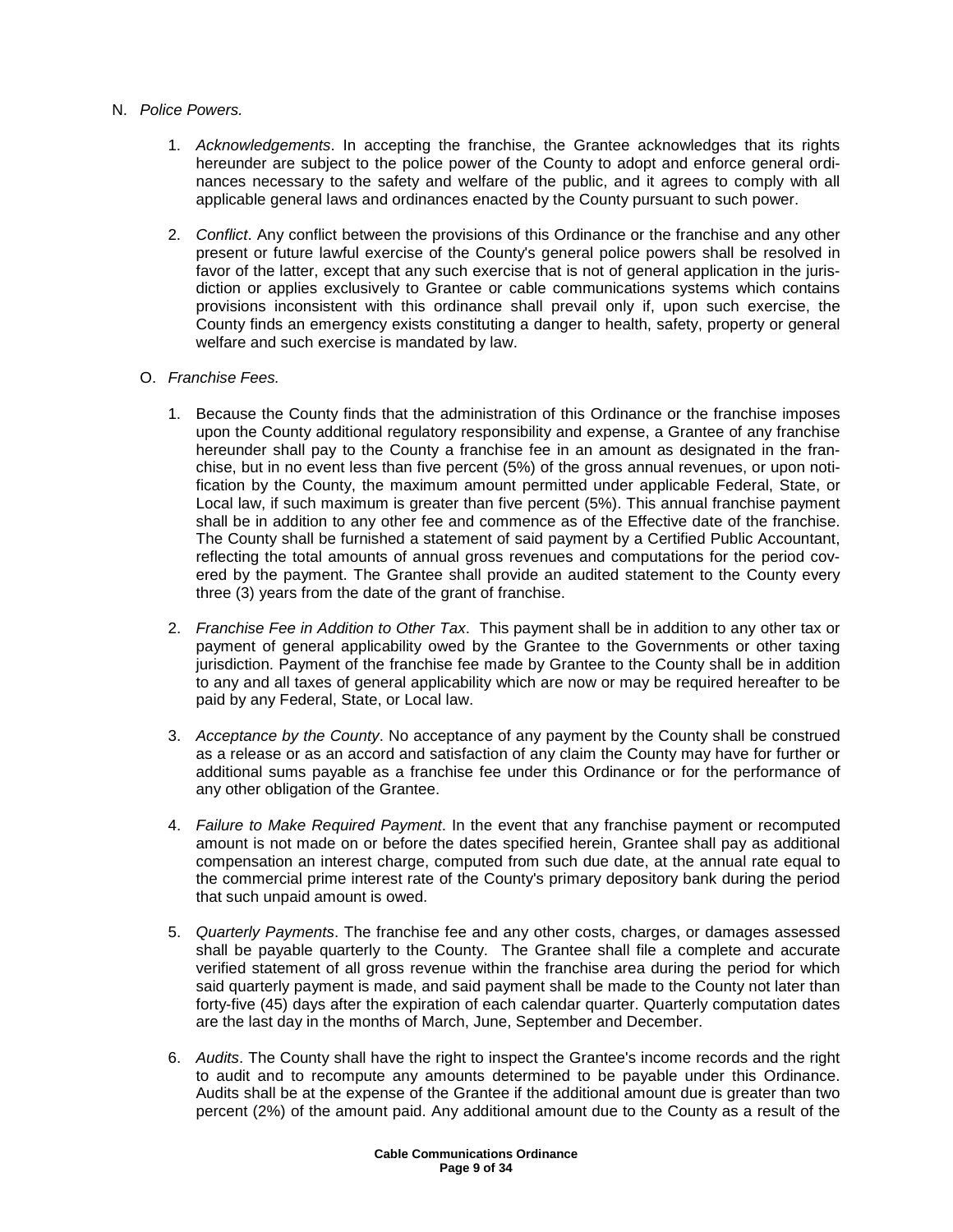N. *Police Powers.*

1. *Acknowledgements*. In accepting the franchise, the Grantee acknowledges that its rights hereunder are subject to the police power of the County to adopt and enforce general ordinances necessary to the safety and welfare of the public, and it agrees to comply with all applicable general laws and ordinances enacted by the County pursuant to such power.

2. *Conflict*. Any conflict between the provisions of this Ordinance or the franchise and any other present or future lawful exercise of the County's general police powers shall be resolved in favor of the latter, except that any such exercise that is not of general application in the jurisdiction or applies exclusively to Grantee or cable communications systems which contains provisions inconsistent with this ordinance shall prevail only if, upon such exercise, the County finds an emergency exists constituting a danger to health, safety, property or general welfare and such exercise is mandated by law.

O. *Franchise Fees.*

1. Because the County finds that the administration of this Ordinance or the franchise imposes upon the County additional regulatory responsibility and expense, a Grantee of any franchise hereunder shall pay to the County a franchise fee in an amount as designated in the franchise, but in no event less than five percent (5%) of the gross annual revenues, or upon notification by the County, the maximum amount permitted under applicable Federal, State, or Local law, if such maximum is greater than five percent (5%). This annual franchise payment shall be in addition to any other fee and commence as of the Effective date of the franchise. The County shall be furnished a statement of said payment by a Certified Public Accountant, reflecting the total amounts of annual gross revenues and computations for the period covered by the payment. The Grantee shall provide an audited statement to the County every three (3) years from the date of the grant of franchise.

2. *Franchise Fee in Addition to Other Tax*. This payment shall be in addition to any other tax or payment of general applicability owed by the Grantee to the Governments or other taxing jurisdiction. Payment of the franchise fee made by Grantee to the County shall be in addition to any and all taxes of general applicability which are now or may be required hereafter to be paid by any Federal, State, or Local law.

3. *Acceptance by the County*. No acceptance of any payment by the County shall be construed as a release or as an accord and satisfaction of any claim the County may have for further or additional sums payable as a franchise fee under this Ordinance or for the performance of any other obligation of the Grantee.

4. *Failure to Make Required Payment*. In the event that any franchise payment or recomputed amount is not made on or before the dates specified herein, Grantee shall pay as additional compensation an interest charge, computed from such due date, at the annual rate equal to the commercial prime interest rate of the County's primary depository bank during the period that such unpaid amount is owed.

5. *Quarterly Payments*. The franchise fee and any other costs, charges, or damages assessed shall be payable quarterly to the County. The Grantee shall file a complete and accurate verified statement of all gross revenue within the franchise area during the period for which said quarterly payment is made, and said payment shall be made to the County not later than forty-five (45) days after the expiration of each calendar quarter. Quarterly computation dates are the last day in the months of March, June, September and December.

6. *Audits*. The County shall have the right to inspect the Grantee's income records and the right to audit and to recompute any amounts determined to be payable under this Ordinance. Audits shall be at the expense of the Grantee if the additional amount due is greater than two percent (2%) of the amount paid. Any additional amount due to the County as a result of the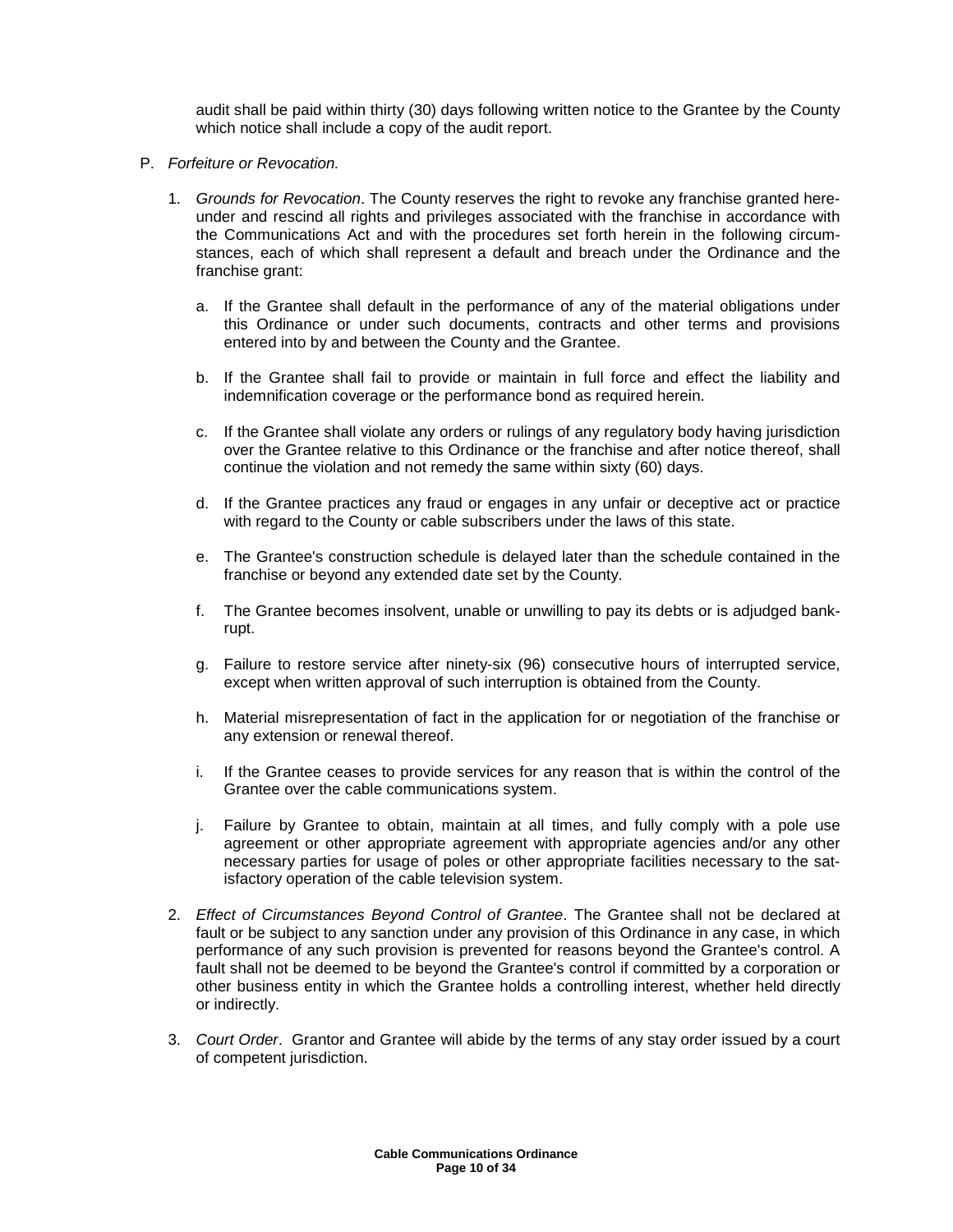audit shall be paid within thirty (30) days following written notice to the Grantee by the County which notice shall include a copy of the audit report.

P. *Forfeiture or Revocation.*

1. *Grounds for Revocation*. The County reserves the right to revoke any franchise granted hereunder and rescind all rights and privileges associated with the franchise in accordance with the Communications Act and with the procedures set forth herein in the following circumstances, each of which shall represent a default and breach under the Ordinance and the franchise grant:

   a. If the Grantee shall default in the performance of any of the material obligations under this Ordinance or under such documents, contracts and other terms and provisions entered into by and between the County and the Grantee.

   b. If the Grantee shall fail to provide or maintain in full force and effect the liability and indemnification coverage or the performance bond as required herein.

   c. If the Grantee shall violate any orders or rulings of any regulatory body having jurisdiction over the Grantee relative to this Ordinance or the franchise and after notice thereof, shall continue the violation and not remedy the same within sixty (60) days.

   d. If the Grantee practices any fraud or engages in any unfair or deceptive act or practice with regard to the County or cable subscribers under the laws of this state.

   e. The Grantee's construction schedule is delayed later than the schedule contained in the franchise or beyond any extended date set by the County.

   f. The Grantee becomes insolvent, unable or unwilling to pay its debts or is adjudged bankrupt.

   g. Failure to restore service after ninety-six (96) consecutive hours of interrupted service, except when written approval of such interruption is obtained from the County.

   h. Material misrepresentation of fact in the application for or negotiation of the franchise or any extension or renewal thereof.

   i. If the Grantee ceases to provide services for any reason that is within the control of the Grantee over the cable communications system.

   j. Failure by Grantee to obtain, maintain at all times, and fully comply with a pole use agreement or other appropriate agreement with appropriate agencies and/or any other necessary parties for usage of poles or other appropriate facilities necessary to the satisfactory operation of the cable television system.

2. *Effect of Circumstances Beyond Control of Grantee*. The Grantee shall not be declared at fault or be subject to any sanction under any provision of this Ordinance in any case, in which performance of any such provision is prevented for reasons beyond the Grantee's control. A fault shall not be deemed to be beyond the Grantee's control if committed by a corporation or other business entity in which the Grantee holds a controlling interest, whether held directly or indirectly.

3. *Court Order*. Grantor and Grantee will abide by the terms of any stay order issued by a court of competent jurisdiction.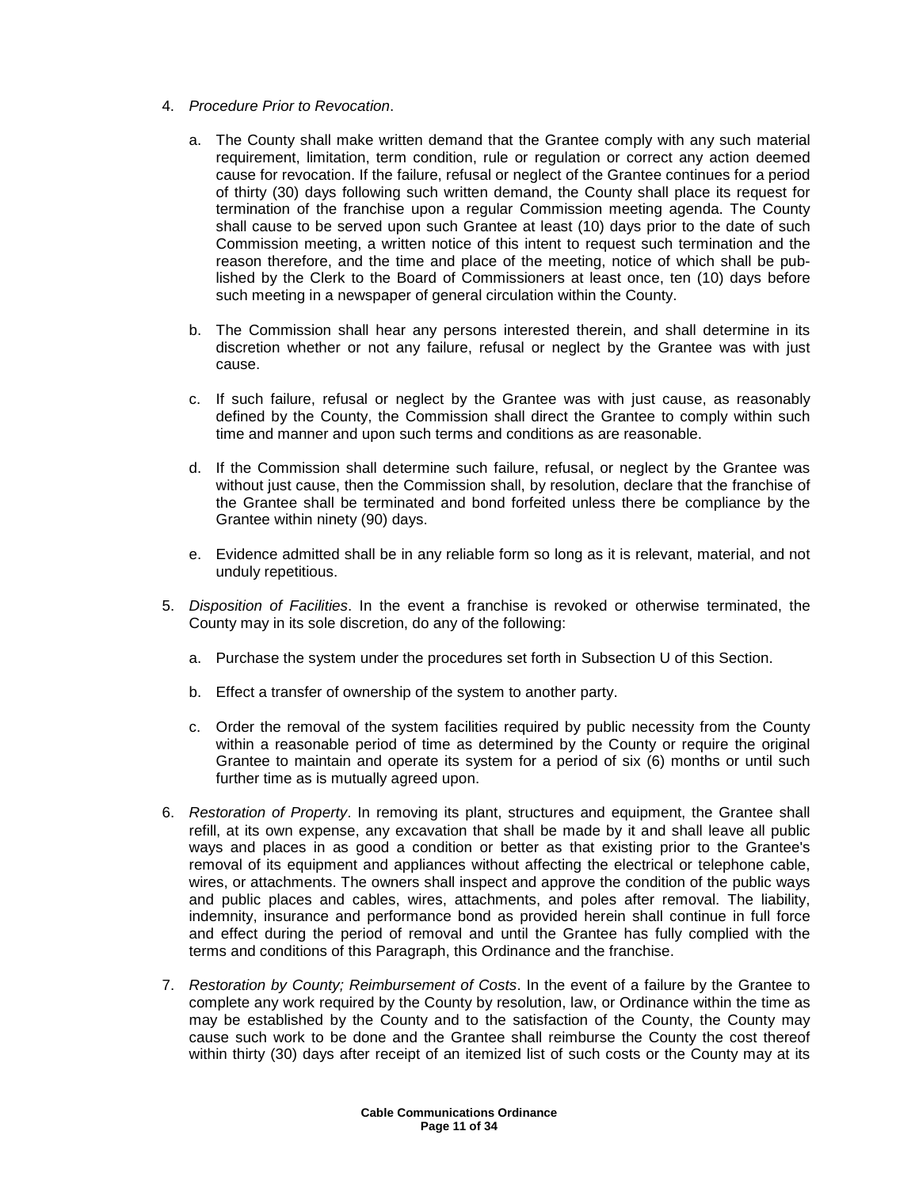4. *Procedure Prior to Revocation*.

   a. The County shall make written demand that the Grantee comply with any such material requirement, limitation, term condition, rule or regulation or correct any action deemed cause for revocation. If the failure, refusal or neglect of the Grantee continues for a period of thirty (30) days following such written demand, the County shall place its request for termination of the franchise upon a regular Commission meeting agenda. The County shall cause to be served upon such Grantee at least (10) days prior to the date of such Commission meeting, a written notice of this intent to request such termination and the reason therefore, and the time and place of the meeting, notice of which shall be published by the Clerk to the Board of Commissioners at least once, ten (10) days before such meeting in a newspaper of general circulation within the County.

   b. The Commission shall hear any persons interested therein, and shall determine in its discretion whether or not any failure, refusal or neglect by the Grantee was with just cause.

   c. If such failure, refusal or neglect by the Grantee was with just cause, as reasonably defined by the County, the Commission shall direct the Grantee to comply within such time and manner and upon such terms and conditions as are reasonable.

   d. If the Commission shall determine such failure, refusal, or neglect by the Grantee was without just cause, then the Commission shall, by resolution, declare that the franchise of the Grantee shall be terminated and bond forfeited unless there be compliance by the Grantee within ninety (90) days.

   e. Evidence admitted shall be in any reliable form so long as it is relevant, material, and not unduly repetitious.

5. *Disposition of Facilities*. In the event a franchise is revoked or otherwise terminated, the County may in its sole discretion, do any of the following:

   a. Purchase the system under the procedures set forth in Subsection U of this Section.

   b. Effect a transfer of ownership of the system to another party.

   c. Order the removal of the system facilities required by public necessity from the County within a reasonable period of time as determined by the County or require the original Grantee to maintain and operate its system for a period of six (6) months or until such further time as is mutually agreed upon.

6. *Restoration of Property*. In removing its plant, structures and equipment, the Grantee shall refill, at its own expense, any excavation that shall be made by it and shall leave all public ways and places in as good a condition or better as that existing prior to the Grantee's removal of its equipment and appliances without affecting the electrical or telephone cable, wires, or attachments. The owners shall inspect and approve the condition of the public ways and public places and cables, wires, attachments, and poles after removal. The liability, indemnity, insurance and performance bond as provided herein shall continue in full force and effect during the period of removal and until the Grantee has fully complied with the terms and conditions of this Paragraph, this Ordinance and the franchise.

7. *Restoration by County; Reimbursement of Costs*. In the event of a failure by the Grantee to complete any work required by the County by resolution, law, or Ordinance within the time as may be established by the County and to the satisfaction of the County, the County may cause such work to be done and the Grantee shall reimburse the County the cost thereof within thirty (30) days after receipt of an itemized list of such costs or the County may at its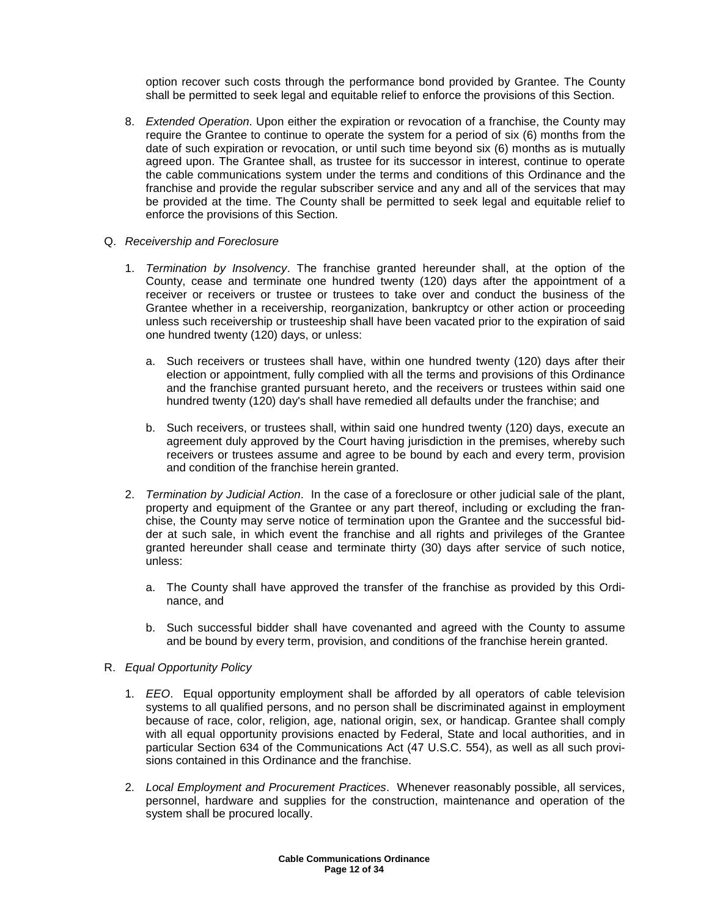option recover such costs through the performance bond provided by Grantee. The County shall be permitted to seek legal and equitable relief to enforce the provisions of this Section.

8. *Extended Operation*. Upon either the expiration or revocation of a franchise, the County may require the Grantee to continue to operate the system for a period of six (6) months from the date of such expiration or revocation, or until such time beyond six (6) months as is mutually agreed upon. The Grantee shall, as trustee for its successor in interest, continue to operate the cable communications system under the terms and conditions of this Ordinance and the franchise and provide the regular subscriber service and any and all of the services that may be provided at the time. The County shall be permitted to seek legal and equitable relief to enforce the provisions of this Section.

Q. *Receivership and Foreclosure*

1. *Termination by Insolvency*. The franchise granted hereunder shall, at the option of the County, cease and terminate one hundred twenty (120) days after the appointment of a receiver or receivers or trustee or trustees to take over and conduct the business of the Grantee whether in a receivership, reorganization, bankruptcy or other action or proceeding unless such receivership or trusteeship shall have been vacated prior to the expiration of said one hundred twenty (120) days, or unless:

   a. Such receivers or trustees shall have, within one hundred twenty (120) days after their election or appointment, fully complied with all the terms and provisions of this Ordinance and the franchise granted pursuant hereto, and the receivers or trustees within said one hundred twenty (120) day's shall have remedied all defaults under the franchise; and

   b. Such receivers, or trustees shall, within said one hundred twenty (120) days, execute an agreement duly approved by the Court having jurisdiction in the premises, whereby such receivers or trustees assume and agree to be bound by each and every term, provision and condition of the franchise herein granted.

2. *Termination by Judicial Action*. In the case of a foreclosure or other judicial sale of the plant, property and equipment of the Grantee or any part thereof, including or excluding the franchise, the County may serve notice of termination upon the Grantee and the successful bidder at such sale, in which event the franchise and all rights and privileges of the Grantee granted hereunder shall cease and terminate thirty (30) days after service of such notice, unless:

   a. The County shall have approved the transfer of the franchise as provided by this Ordinance, and

   b. Such successful bidder shall have covenanted and agreed with the County to assume and be bound by every term, provision, and conditions of the franchise herein granted.

R. *Equal Opportunity Policy*

1. *EEO*. Equal opportunity employment shall be afforded by all operators of cable television systems to all qualified persons, and no person shall be discriminated against in employment because of race, color, religion, age, national origin, sex, or handicap. Grantee shall comply with all equal opportunity provisions enacted by Federal, State and local authorities, and in particular Section 634 of the Communications Act (47 U.S.C. 554), as well as all such provisions contained in this Ordinance and the franchise.

2. *Local Employment and Procurement Practices*. Whenever reasonably possible, all services, personnel, hardware and supplies for the construction, maintenance and operation of the system shall be procured locally.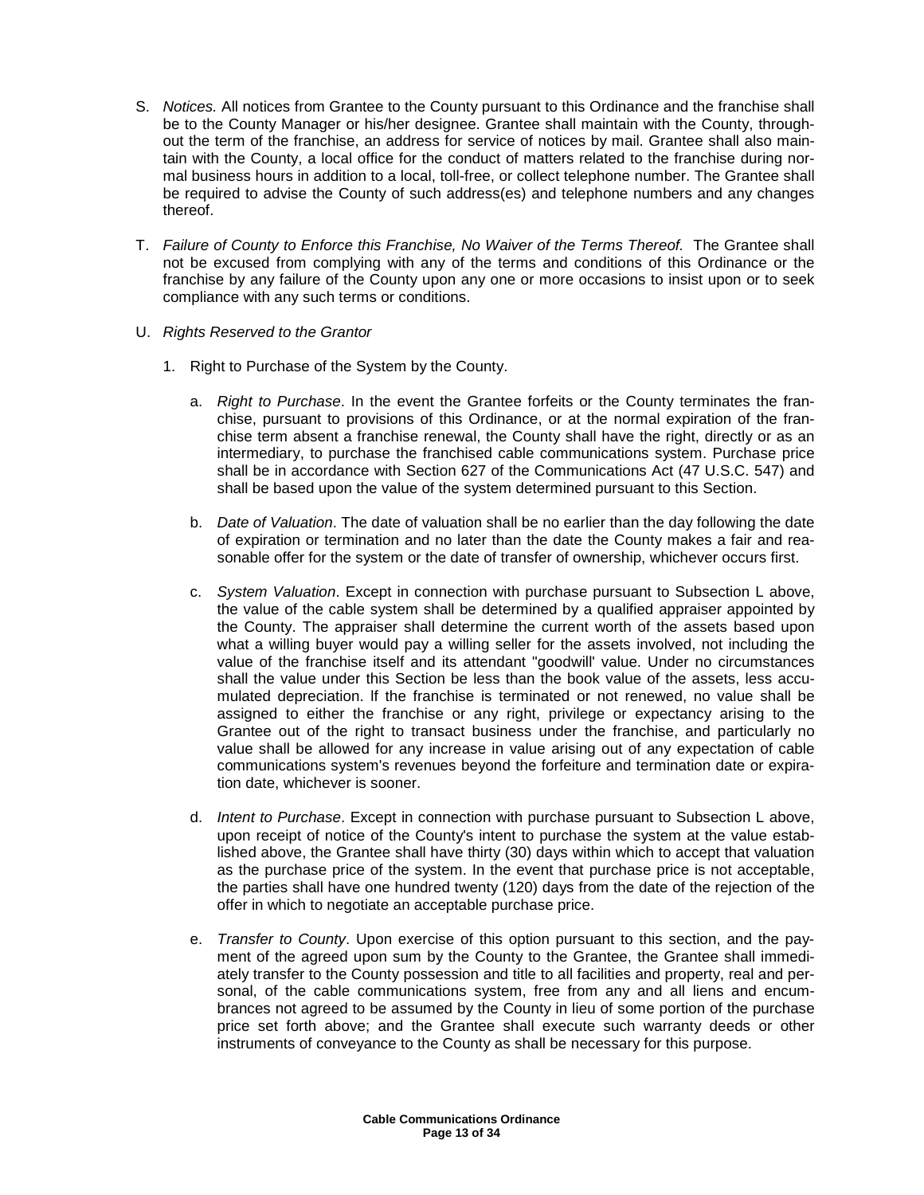S. *Notices.* All notices from Grantee to the County pursuant to this Ordinance and the franchise shall be to the County Manager or his/her designee. Grantee shall maintain with the County, throughout the term of the franchise, an address for service of notices by mail. Grantee shall also maintain with the County, a local office for the conduct of matters related to the franchise during normal business hours in addition to a local, toll-free, or collect telephone number. The Grantee shall be required to advise the County of such address(es) and telephone numbers and any changes thereof.

T. *Failure of County to Enforce this Franchise, No Waiver of the Terms Thereof.* The Grantee shall not be excused from complying with any of the terms and conditions of this Ordinance or the franchise by any failure of the County upon any one or more occasions to insist upon or to seek compliance with any such terms or conditions.

U. *Rights Reserved to the Grantor*

1. Right to Purchase of the System by the County.

    a. *Right to Purchase*. In the event the Grantee forfeits or the County terminates the franchise, pursuant to provisions of this Ordinance, or at the normal expiration of the franchise term absent a franchise renewal, the County shall have the right, directly or as an intermediary, to purchase the franchised cable communications system. Purchase price shall be in accordance with Section 627 of the Communications Act (47 U.S.C. 547) and shall be based upon the value of the system determined pursuant to this Section.

    b. *Date of Valuation*. The date of valuation shall be no earlier than the day following the date of expiration or termination and no later than the date the County makes a fair and reasonable offer for the system or the date of transfer of ownership, whichever occurs first.

    c. *System Valuation*. Except in connection with purchase pursuant to Subsection L above, the value of the cable system shall be determined by a qualified appraiser appointed by the County. The appraiser shall determine the current worth of the assets based upon what a willing buyer would pay a willing seller for the assets involved, not including the value of the franchise itself and its attendant "goodwill' value. Under no circumstances shall the value under this Section be less than the book value of the assets, less accumulated depreciation. If the franchise is terminated or not renewed, no value shall be assigned to either the franchise or any right, privilege or expectancy arising to the Grantee out of the right to transact business under the franchise, and particularly no value shall be allowed for any increase in value arising out of any expectation of cable communications system's revenues beyond the forfeiture and termination date or expiration date, whichever is sooner.

    d. *Intent to Purchase*. Except in connection with purchase pursuant to Subsection L above, upon receipt of notice of the County's intent to purchase the system at the value established above, the Grantee shall have thirty (30) days within which to accept that valuation as the purchase price of the system. In the event that purchase price is not acceptable, the parties shall have one hundred twenty (120) days from the date of the rejection of the offer in which to negotiate an acceptable purchase price.

    e. *Transfer to County*. Upon exercise of this option pursuant to this section, and the payment of the agreed upon sum by the County to the Grantee, the Grantee shall immediately transfer to the County possession and title to all facilities and property, real and personal, of the cable communications system, free from any and all liens and encumbrances not agreed to be assumed by the County in lieu of some portion of the purchase price set forth above; and the Grantee shall execute such warranty deeds or other instruments of conveyance to the County as shall be necessary for this purpose.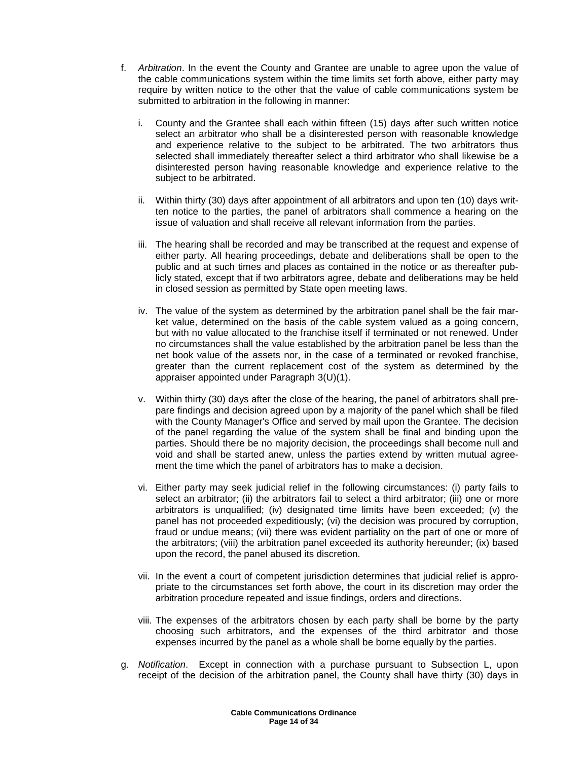f. *Arbitration*. In the event the County and Grantee are unable to agree upon the value of the cable communications system within the time limits set forth above, either party may require by written notice to the other that the value of cable communications system be submitted to arbitration in the following in manner:

   i. County and the Grantee shall each within fifteen (15) days after such written notice select an arbitrator who shall be a disinterested person with reasonable knowledge and experience relative to the subject to be arbitrated. The two arbitrators thus selected shall immediately thereafter select a third arbitrator who shall likewise be a disinterested person having reasonable knowledge and experience relative to the subject to be arbitrated.

   ii. Within thirty (30) days after appointment of all arbitrators and upon ten (10) days written notice to the parties, the panel of arbitrators shall commence a hearing on the issue of valuation and shall receive all relevant information from the parties.

   iii. The hearing shall be recorded and may be transcribed at the request and expense of either party. All hearing proceedings, debate and deliberations shall be open to the public and at such times and places as contained in the notice or as thereafter publicly stated, except that if two arbitrators agree, debate and deliberations may be held in closed session as permitted by State open meeting laws.

   iv. The value of the system as determined by the arbitration panel shall be the fair market value, determined on the basis of the cable system valued as a going concern, but with no value allocated to the franchise itself if terminated or not renewed. Under no circumstances shall the value established by the arbitration panel be less than the net book value of the assets nor, in the case of a terminated or revoked franchise, greater than the current replacement cost of the system as determined by the appraiser appointed under Paragraph 3(U)(1).

   v. Within thirty (30) days after the close of the hearing, the panel of arbitrators shall prepare findings and decision agreed upon by a majority of the panel which shall be filed with the County Manager's Office and served by mail upon the Grantee. The decision of the panel regarding the value of the system shall be final and binding upon the parties. Should there be no majority decision, the proceedings shall become null and void and shall be started anew, unless the parties extend by written mutual agreement the time which the panel of arbitrators has to make a decision.

   vi. Either party may seek judicial relief in the following circumstances: (i) party fails to select an arbitrator; (ii) the arbitrators fail to select a third arbitrator; (iii) one or more arbitrators is unqualified; (iv) designated time limits have been exceeded; (v) the panel has not proceeded expeditiously; (vi) the decision was procured by corruption, fraud or undue means; (vii) there was evident partiality on the part of one or more of the arbitrators; (viii) the arbitration panel exceeded its authority hereunder; (ix) based upon the record, the panel abused its discretion.

   vii. In the event a court of competent jurisdiction determines that judicial relief is appropriate to the circumstances set forth above, the court in its discretion may order the arbitration procedure repeated and issue findings, orders and directions.

   viii. The expenses of the arbitrators chosen by each party shall be borne by the party choosing such arbitrators, and the expenses of the third arbitrator and those expenses incurred by the panel as a whole shall be borne equally by the parties.

g. *Notification*. Except in connection with a purchase pursuant to Subsection L, upon receipt of the decision of the arbitration panel, the County shall have thirty (30) days in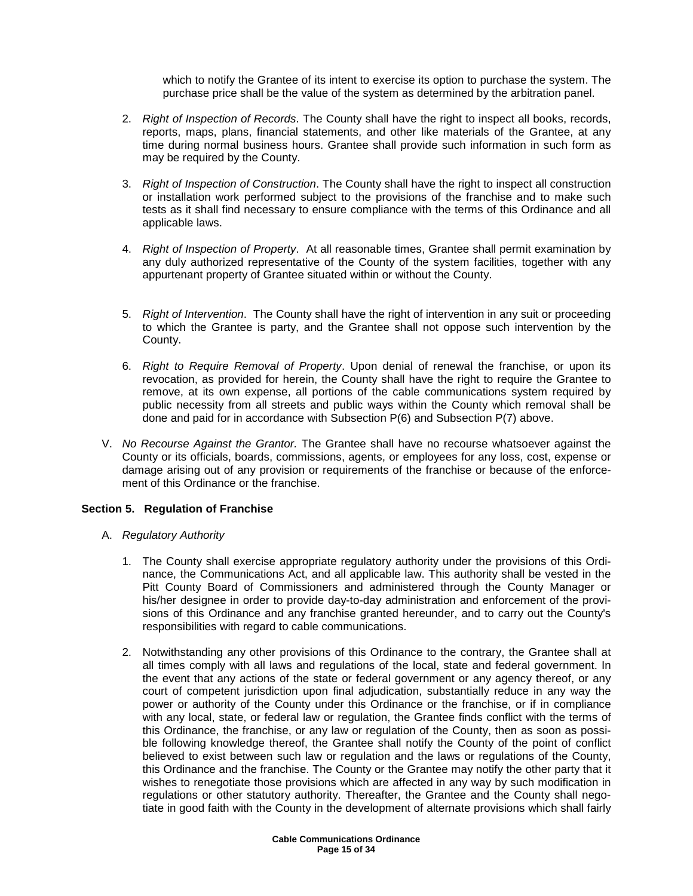which to notify the Grantee of its intent to exercise its option to purchase the system. The purchase price shall be the value of the system as determined by the arbitration panel.

2. *Right of Inspection of Records*. The County shall have the right to inspect all books, records, reports, maps, plans, financial statements, and other like materials of the Grantee, at any time during normal business hours. Grantee shall provide such information in such form as may be required by the County.

3. *Right of Inspection of Construction*. The County shall have the right to inspect all construction or installation work performed subject to the provisions of the franchise and to make such tests as it shall find necessary to ensure compliance with the terms of this Ordinance and all applicable laws.

4. *Right of Inspection of Property*. At all reasonable times, Grantee shall permit examination by any duly authorized representative of the County of the system facilities, together with any appurtenant property of Grantee situated within or without the County.

5. *Right of Intervention*. The County shall have the right of intervention in any suit or proceeding to which the Grantee is party, and the Grantee shall not oppose such intervention by the County.

6. *Right to Require Removal of Property*. Upon denial of renewal the franchise, or upon its revocation, as provided for herein, the County shall have the right to require the Grantee to remove, at its own expense, all portions of the cable communications system required by public necessity from all streets and public ways within the County which removal shall be done and paid for in accordance with Subsection P(6) and Subsection P(7) above.

V. *No Recourse Against the Grantor.* The Grantee shall have no recourse whatsoever against the County or its officials, boards, commissions, agents, or employees for any loss, cost, expense or damage arising out of any provision or requirements of the franchise or because of the enforcement of this Ordinance or the franchise.

## Section 5. Regulation of Franchise

A. *Regulatory Authority*

1. The County shall exercise appropriate regulatory authority under the provisions of this Ordinance, the Communications Act, and all applicable law. This authority shall be vested in the Pitt County Board of Commissioners and administered through the County Manager or his/her designee in order to provide day-to-day administration and enforcement of the provisions of this Ordinance and any franchise granted hereunder, and to carry out the County's responsibilities with regard to cable communications.

2. Notwithstanding any other provisions of this Ordinance to the contrary, the Grantee shall at all times comply with all laws and regulations of the local, state and federal government. In the event that any actions of the state or federal government or any agency thereof, or any court of competent jurisdiction upon final adjudication, substantially reduce in any way the power or authority of the County under this Ordinance or the franchise, or if in compliance with any local, state, or federal law or regulation, the Grantee finds conflict with the terms of this Ordinance, the franchise, or any law or regulation of the County, then as soon as possible following knowledge thereof, the Grantee shall notify the County of the point of conflict believed to exist between such law or regulation and the laws or regulations of the County, this Ordinance and the franchise. The County or the Grantee may notify the other party that it wishes to renegotiate those provisions which are affected in any way by such modification in regulations or other statutory authority. Thereafter, the Grantee and the County shall negotiate in good faith with the County in the development of alternate provisions which shall fairly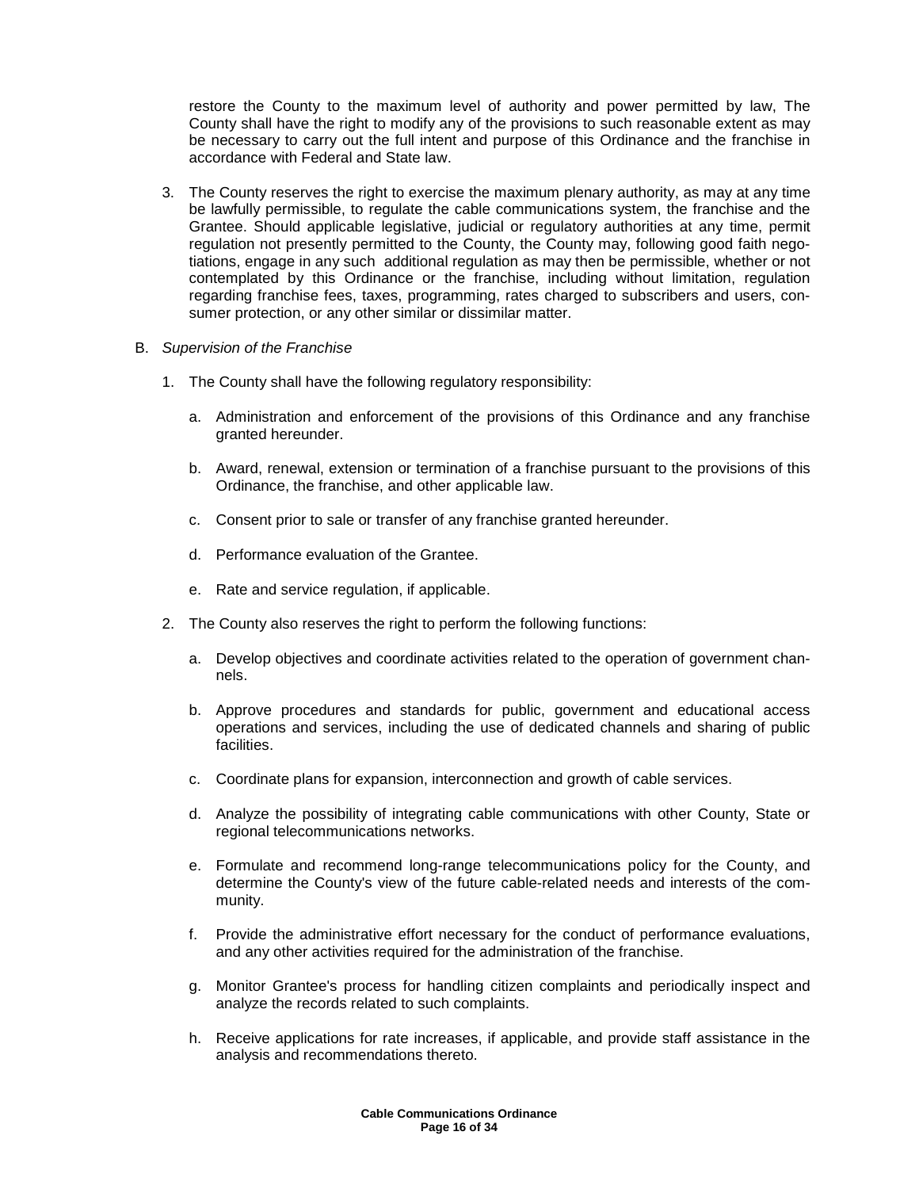restore the County to the maximum level of authority and power permitted by law, The County shall have the right to modify any of the provisions to such reasonable extent as may be necessary to carry out the full intent and purpose of this Ordinance and the franchise in accordance with Federal and State law.

3. The County reserves the right to exercise the maximum plenary authority, as may at any time be lawfully permissible, to regulate the cable communications system, the franchise and the Grantee. Should applicable legislative, judicial or regulatory authorities at any time, permit regulation not presently permitted to the County, the County may, following good faith negotiations, engage in any such additional regulation as may then be permissible, whether or not contemplated by this Ordinance or the franchise, including without limitation, regulation regarding franchise fees, taxes, programming, rates charged to subscribers and users, consumer protection, or any other similar or dissimilar matter.

B. *Supervision of the Franchise*

1. The County shall have the following regulatory responsibility:

   a. Administration and enforcement of the provisions of this Ordinance and any franchise granted hereunder.

   b. Award, renewal, extension or termination of a franchise pursuant to the provisions of this Ordinance, the franchise, and other applicable law.

   c. Consent prior to sale or transfer of any franchise granted hereunder.

   d. Performance evaluation of the Grantee.

   e. Rate and service regulation, if applicable.

2. The County also reserves the right to perform the following functions:

   a. Develop objectives and coordinate activities related to the operation of government channels.

   b. Approve procedures and standards for public, government and educational access operations and services, including the use of dedicated channels and sharing of public facilities.

   c. Coordinate plans for expansion, interconnection and growth of cable services.

   d. Analyze the possibility of integrating cable communications with other County, State or regional telecommunications networks.

   e. Formulate and recommend long-range telecommunications policy for the County, and determine the County's view of the future cable-related needs and interests of the community.

   f. Provide the administrative effort necessary for the conduct of performance evaluations, and any other activities required for the administration of the franchise.

   g. Monitor Grantee's process for handling citizen complaints and periodically inspect and analyze the records related to such complaints.

   h. Receive applications for rate increases, if applicable, and provide staff assistance in the analysis and recommendations thereto.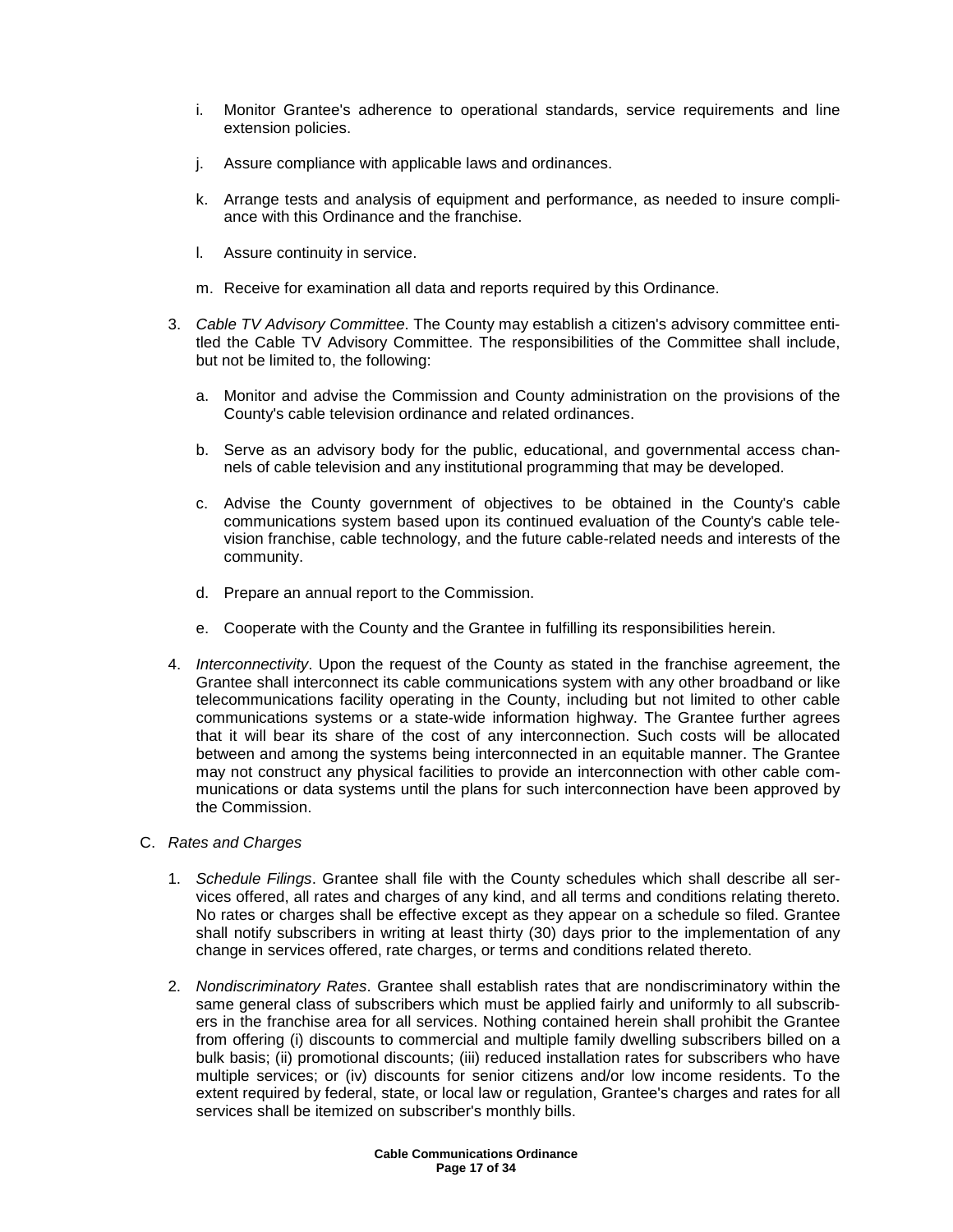i. Monitor Grantee's adherence to operational standards, service requirements and line extension policies.

j. Assure compliance with applicable laws and ordinances.

k. Arrange tests and analysis of equipment and performance, as needed to insure compliance with this Ordinance and the franchise.

l. Assure continuity in service.

m. Receive for examination all data and reports required by this Ordinance.

3. *Cable TV Advisory Committee*. The County may establish a citizen's advisory committee entitled the Cable TV Advisory Committee. The responsibilities of the Committee shall include, but not be limited to, the following:

   a. Monitor and advise the Commission and County administration on the provisions of the County's cable television ordinance and related ordinances.

   b. Serve as an advisory body for the public, educational, and governmental access channels of cable television and any institutional programming that may be developed.

   c. Advise the County government of objectives to be obtained in the County's cable communications system based upon its continued evaluation of the County's cable television franchise, cable technology, and the future cable-related needs and interests of the community.

   d. Prepare an annual report to the Commission.

   e. Cooperate with the County and the Grantee in fulfilling its responsibilities herein.

4. *Interconnectivity*. Upon the request of the County as stated in the franchise agreement, the Grantee shall interconnect its cable communications system with any other broadband or like telecommunications facility operating in the County, including but not limited to other cable communications systems or a state-wide information highway. The Grantee further agrees that it will bear its share of the cost of any interconnection. Such costs will be allocated between and among the systems being interconnected in an equitable manner. The Grantee may not construct any physical facilities to provide an interconnection with other cable communications or data systems until the plans for such interconnection have been approved by the Commission.

C. *Rates and Charges*

1. *Schedule Filings*. Grantee shall file with the County schedules which shall describe all services offered, all rates and charges of any kind, and all terms and conditions relating thereto. No rates or charges shall be effective except as they appear on a schedule so filed. Grantee shall notify subscribers in writing at least thirty (30) days prior to the implementation of any change in services offered, rate charges, or terms and conditions related thereto.

2. *Nondiscriminatory Rates*. Grantee shall establish rates that are nondiscriminatory within the same general class of subscribers which must be applied fairly and uniformly to all subscribers in the franchise area for all services. Nothing contained herein shall prohibit the Grantee from offering (i) discounts to commercial and multiple family dwelling subscribers billed on a bulk basis; (ii) promotional discounts; (iii) reduced installation rates for subscribers who have multiple services; or (iv) discounts for senior citizens and/or low income residents. To the extent required by federal, state, or local law or regulation, Grantee's charges and rates for all services shall be itemized on subscriber's monthly bills.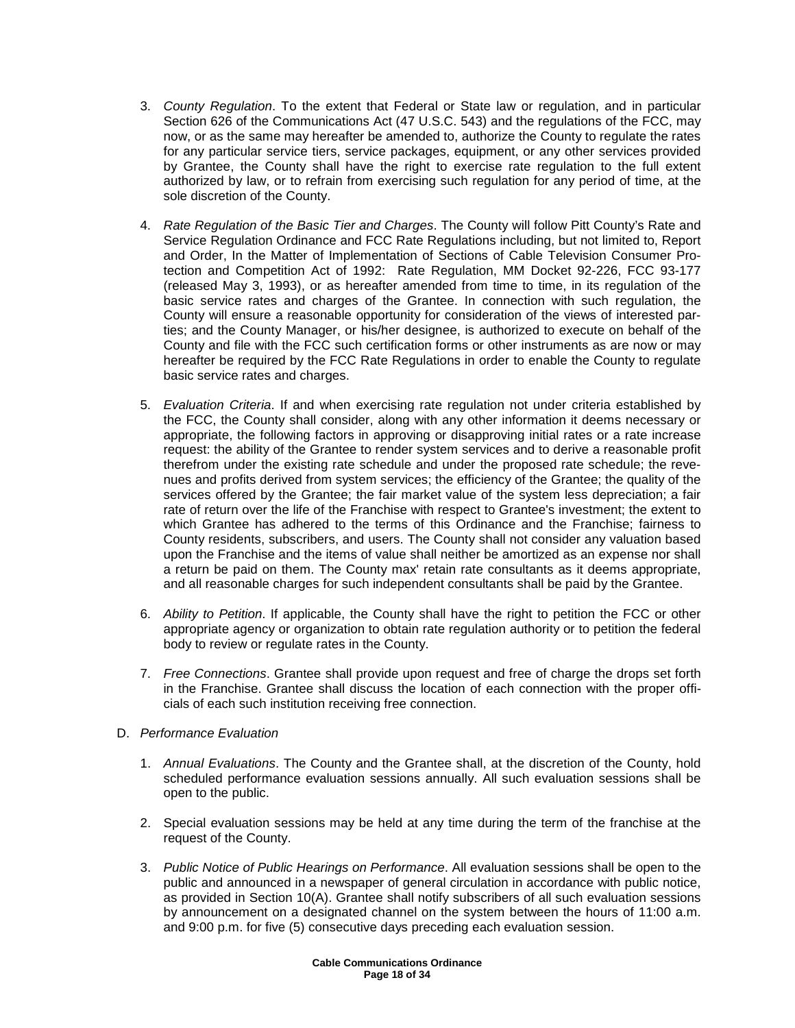3. *County Regulation*. To the extent that Federal or State law or regulation, and in particular Section 626 of the Communications Act (47 U.S.C. 543) and the regulations of the FCC, may now, or as the same may hereafter be amended to, authorize the County to regulate the rates for any particular service tiers, service packages, equipment, or any other services provided by Grantee, the County shall have the right to exercise rate regulation to the full extent authorized by law, or to refrain from exercising such regulation for any period of time, at the sole discretion of the County.

4. *Rate Regulation of the Basic Tier and Charges*. The County will follow Pitt County's Rate and Service Regulation Ordinance and FCC Rate Regulations including, but not limited to, Report and Order, In the Matter of Implementation of Sections of Cable Television Consumer Protection and Competition Act of 1992: Rate Regulation, MM Docket 92-226, FCC 93-177 (released May 3, 1993), or as hereafter amended from time to time, in its regulation of the basic service rates and charges of the Grantee. In connection with such regulation, the County will ensure a reasonable opportunity for consideration of the views of interested parties; and the County Manager, or his/her designee, is authorized to execute on behalf of the County and file with the FCC such certification forms or other instruments as are now or may hereafter be required by the FCC Rate Regulations in order to enable the County to regulate basic service rates and charges.

5. *Evaluation Criteria*. If and when exercising rate regulation not under criteria established by the FCC, the County shall consider, along with any other information it deems necessary or appropriate, the following factors in approving or disapproving initial rates or a rate increase request: the ability of the Grantee to render system services and to derive a reasonable profit therefrom under the existing rate schedule and under the proposed rate schedule; the revenues and profits derived from system services; the efficiency of the Grantee; the quality of the services offered by the Grantee; the fair market value of the system less depreciation; a fair rate of return over the life of the Franchise with respect to Grantee's investment; the extent to which Grantee has adhered to the terms of this Ordinance and the Franchise; fairness to County residents, subscribers, and users. The County shall not consider any valuation based upon the Franchise and the items of value shall neither be amortized as an expense nor shall a return be paid on them. The County max' retain rate consultants as it deems appropriate, and all reasonable charges for such independent consultants shall be paid by the Grantee.

6. *Ability to Petition*. If applicable, the County shall have the right to petition the FCC or other appropriate agency or organization to obtain rate regulation authority or to petition the federal body to review or regulate rates in the County.

7. *Free Connections*. Grantee shall provide upon request and free of charge the drops set forth in the Franchise. Grantee shall discuss the location of each connection with the proper officials of each such institution receiving free connection.

D. *Performance Evaluation*

1. *Annual Evaluations*. The County and the Grantee shall, at the discretion of the County, hold scheduled performance evaluation sessions annually. All such evaluation sessions shall be open to the public.

2. Special evaluation sessions may be held at any time during the term of the franchise at the request of the County.

3. *Public Notice of Public Hearings on Performance*. All evaluation sessions shall be open to the public and announced in a newspaper of general circulation in accordance with public notice, as provided in Section 10(A). Grantee shall notify subscribers of all such evaluation sessions by announcement on a designated channel on the system between the hours of 11:00 a.m. and 9:00 p.m. for five (5) consecutive days preceding each evaluation session.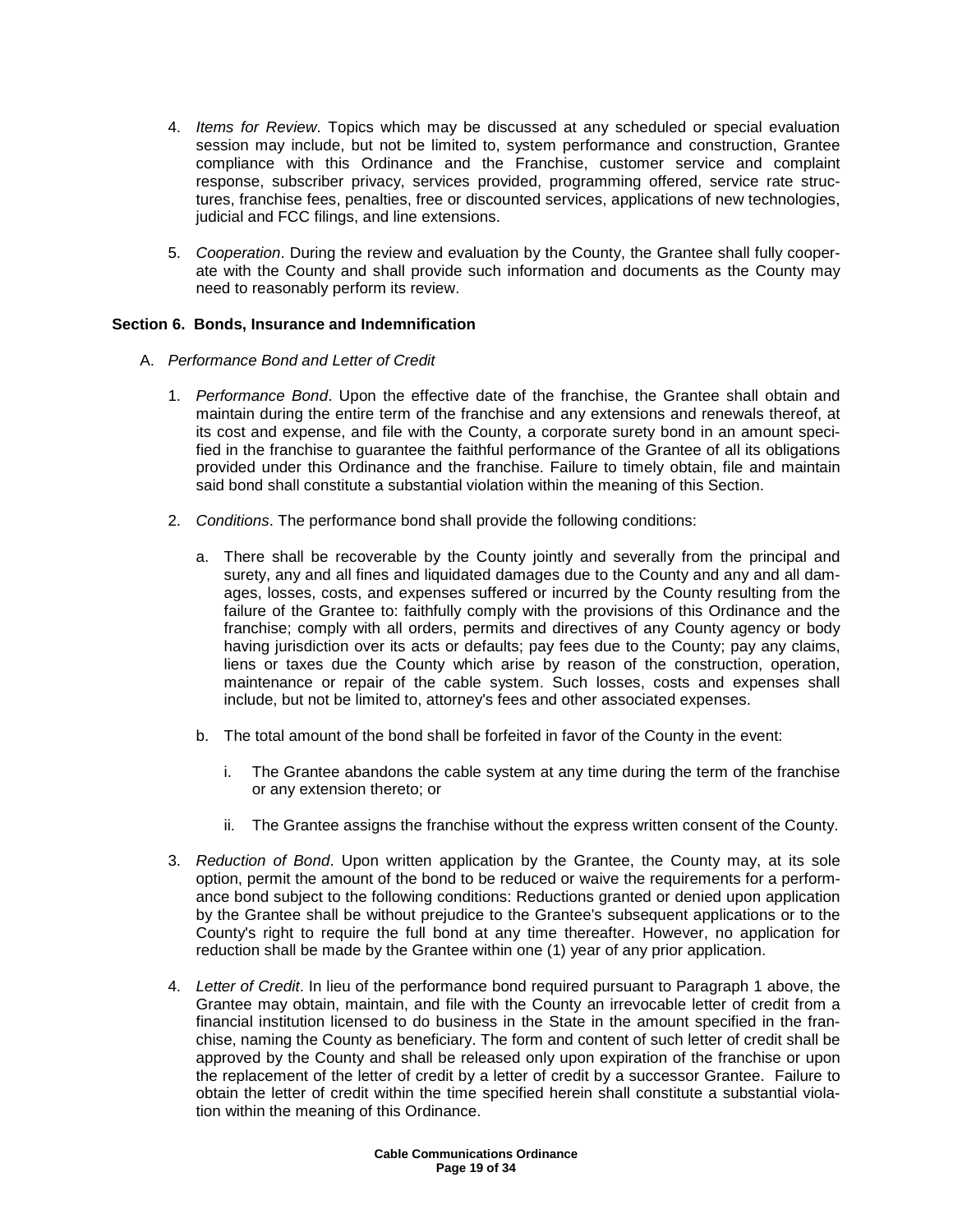4. *Items for Review*. Topics which may be discussed at any scheduled or special evaluation session may include, but not be limited to, system performance and construction, Grantee compliance with this Ordinance and the Franchise, customer service and complaint response, subscriber privacy, services provided, programming offered, service rate structures, franchise fees, penalties, free or discounted services, applications of new technologies, judicial and FCC filings, and line extensions.

5. *Cooperation*. During the review and evaluation by the County, the Grantee shall fully cooperate with the County and shall provide such information and documents as the County may need to reasonably perform its review.

**Section 6. Bonds, Insurance and Indemnification**

A. *Performance Bond and Letter of Credit*

1. *Performance Bond*. Upon the effective date of the franchise, the Grantee shall obtain and maintain during the entire term of the franchise and any extensions and renewals thereof, at its cost and expense, and file with the County, a corporate surety bond in an amount specified in the franchise to guarantee the faithful performance of the Grantee of all its obligations provided under this Ordinance and the franchise. Failure to timely obtain, file and maintain said bond shall constitute a substantial violation within the meaning of this Section.

2. *Conditions*. The performance bond shall provide the following conditions:

   a. There shall be recoverable by the County jointly and severally from the principal and surety, any and all fines and liquidated damages due to the County and any and all damages, losses, costs, and expenses suffered or incurred by the County resulting from the failure of the Grantee to: faithfully comply with the provisions of this Ordinance and the franchise; comply with all orders, permits and directives of any County agency or body having jurisdiction over its acts or defaults; pay fees due to the County; pay any claims, liens or taxes due the County which arise by reason of the construction, operation, maintenance or repair of the cable system. Such losses, costs and expenses shall include, but not be limited to, attorney's fees and other associated expenses.

   b. The total amount of the bond shall be forfeited in favor of the County in the event:

      i. The Grantee abandons the cable system at any time during the term of the franchise or any extension thereto; or

      ii. The Grantee assigns the franchise without the express written consent of the County.

3. *Reduction of Bond*. Upon written application by the Grantee, the County may, at its sole option, permit the amount of the bond to be reduced or waive the requirements for a performance bond subject to the following conditions: Reductions granted or denied upon application by the Grantee shall be without prejudice to the Grantee's subsequent applications or to the County's right to require the full bond at any time thereafter. However, no application for reduction shall be made by the Grantee within one (1) year of any prior application.

4. *Letter of Credit*. In lieu of the performance bond required pursuant to Paragraph 1 above, the Grantee may obtain, maintain, and file with the County an irrevocable letter of credit from a financial institution licensed to do business in the State in the amount specified in the franchise, naming the County as beneficiary. The form and content of such letter of credit shall be approved by the County and shall be released only upon expiration of the franchise or upon the replacement of the letter of credit by a letter of credit by a successor Grantee. Failure to obtain the letter of credit within the time specified herein shall constitute a substantial violation within the meaning of this Ordinance.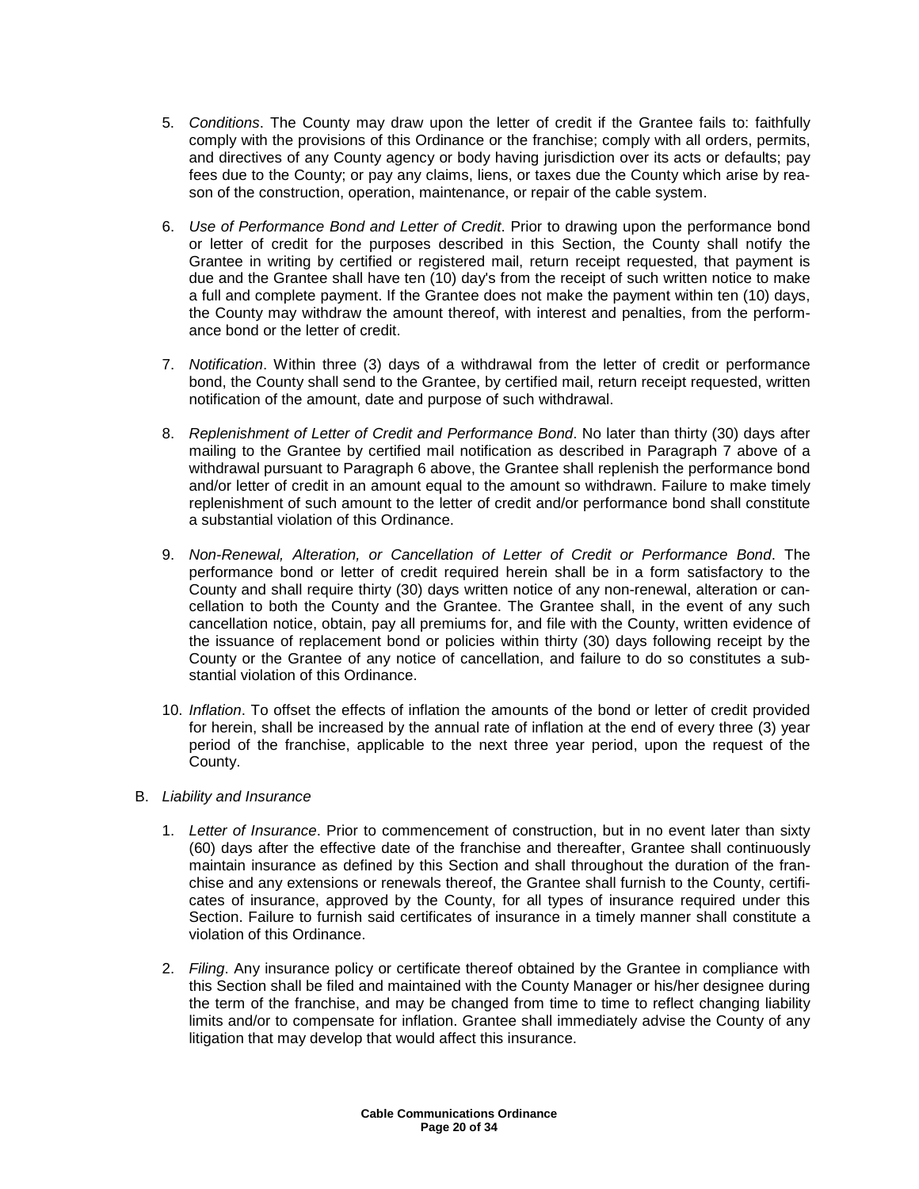5. *Conditions*. The County may draw upon the letter of credit if the Grantee fails to: faithfully comply with the provisions of this Ordinance or the franchise; comply with all orders, permits, and directives of any County agency or body having jurisdiction over its acts or defaults; pay fees due to the County; or pay any claims, liens, or taxes due the County which arise by reason of the construction, operation, maintenance, or repair of the cable system.

6. *Use of Performance Bond and Letter of Credit*. Prior to drawing upon the performance bond or letter of credit for the purposes described in this Section, the County shall notify the Grantee in writing by certified or registered mail, return receipt requested, that payment is due and the Grantee shall have ten (10) day's from the receipt of such written notice to make a full and complete payment. If the Grantee does not make the payment within ten (10) days, the County may withdraw the amount thereof, with interest and penalties, from the performance bond or the letter of credit.

7. *Notification*. Within three (3) days of a withdrawal from the letter of credit or performance bond, the County shall send to the Grantee, by certified mail, return receipt requested, written notification of the amount, date and purpose of such withdrawal.

8. *Replenishment of Letter of Credit and Performance Bond*. No later than thirty (30) days after mailing to the Grantee by certified mail notification as described in Paragraph 7 above of a withdrawal pursuant to Paragraph 6 above, the Grantee shall replenish the performance bond and/or letter of credit in an amount equal to the amount so withdrawn. Failure to make timely replenishment of such amount to the letter of credit and/or performance bond shall constitute a substantial violation of this Ordinance.

9. *Non-Renewal, Alteration, or Cancellation of Letter of Credit or Performance Bond*. The performance bond or letter of credit required herein shall be in a form satisfactory to the County and shall require thirty (30) days written notice of any non-renewal, alteration or cancellation to both the County and the Grantee. The Grantee shall, in the event of any such cancellation notice, obtain, pay all premiums for, and file with the County, written evidence of the issuance of replacement bond or policies within thirty (30) days following receipt by the County or the Grantee of any notice of cancellation, and failure to do so constitutes a substantial violation of this Ordinance.

10. *Inflation*. To offset the effects of inflation the amounts of the bond or letter of credit provided for herein, shall be increased by the annual rate of inflation at the end of every three (3) year period of the franchise, applicable to the next three year period, upon the request of the County.

B. *Liability and Insurance*

1. *Letter of Insurance*. Prior to commencement of construction, but in no event later than sixty (60) days after the effective date of the franchise and thereafter, Grantee shall continuously maintain insurance as defined by this Section and shall throughout the duration of the franchise and any extensions or renewals thereof, the Grantee shall furnish to the County, certificates of insurance, approved by the County, for all types of insurance required under this Section. Failure to furnish said certificates of insurance in a timely manner shall constitute a violation of this Ordinance.

2. *Filing*. Any insurance policy or certificate thereof obtained by the Grantee in compliance with this Section shall be filed and maintained with the County Manager or his/her designee during the term of the franchise, and may be changed from time to time to reflect changing liability limits and/or to compensate for inflation. Grantee shall immediately advise the County of any litigation that may develop that would affect this insurance.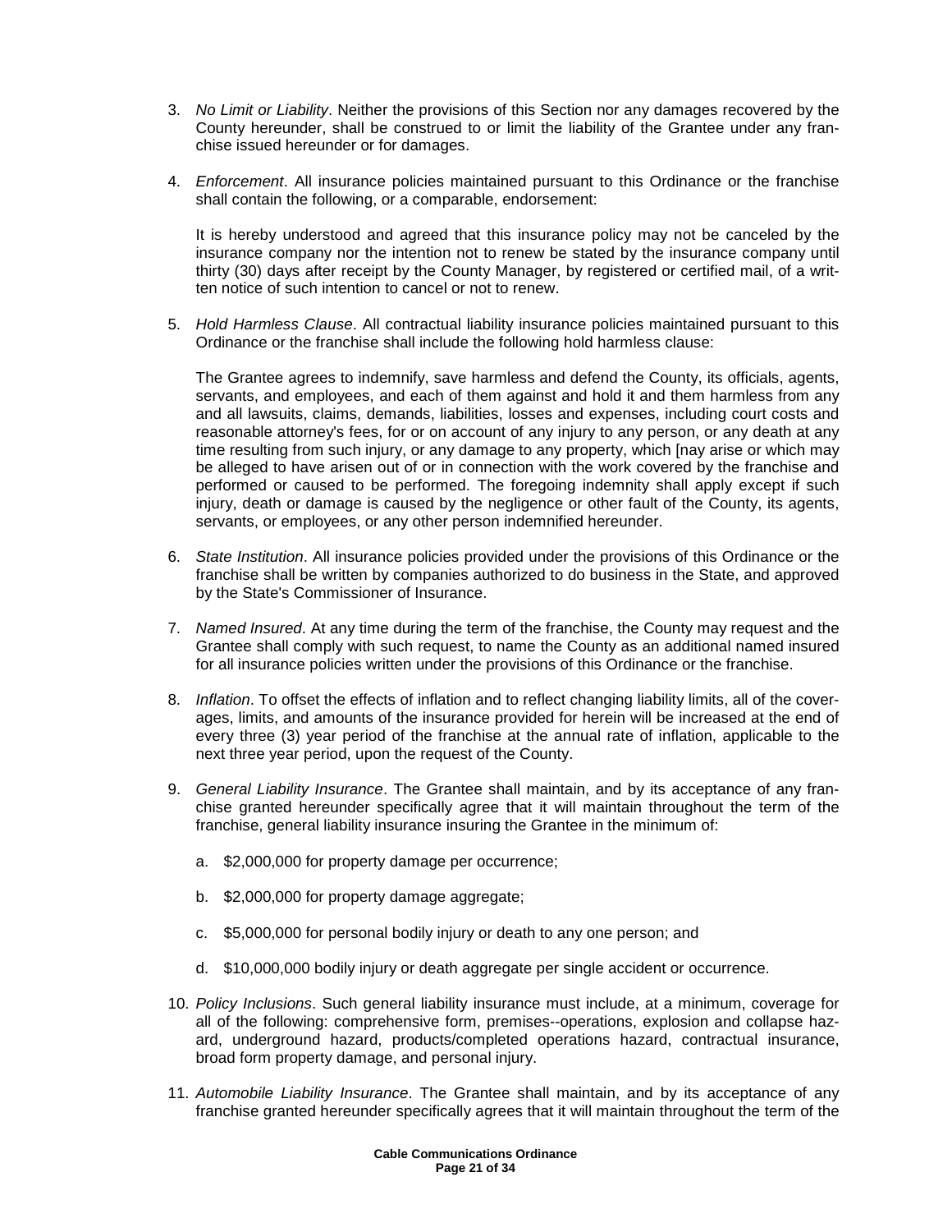3. *No Limit or Liability*. Neither the provisions of this Section nor any damages recovered by the County hereunder, shall be construed to or limit the liability of the Grantee under any franchise issued hereunder or for damages.

4. *Enforcement*. All insurance policies maintained pursuant to this Ordinance or the franchise shall contain the following, or a comparable, endorsement:

   It is hereby understood and agreed that this insurance policy may not be canceled by the insurance company nor the intention not to renew be stated by the insurance company until thirty (30) days after receipt by the County Manager, by registered or certified mail, of a written notice of such intention to cancel or not to renew.

5. *Hold Harmless Clause*. All contractual liability insurance policies maintained pursuant to this Ordinance or the franchise shall include the following hold harmless clause:

   The Grantee agrees to indemnify, save harmless and defend the County, its officials, agents, servants, and employees, and each of them against and hold it and them harmless from any and all lawsuits, claims, demands, liabilities, losses and expenses, including court costs and reasonable attorney's fees, for or on account of any injury to any person, or any death at any time resulting from such injury, or any damage to any property, which [nay arise or which may be alleged to have arisen out of or in connection with the work covered by the franchise and performed or caused to be performed. The foregoing indemnity shall apply except if such injury, death or damage is caused by the negligence or other fault of the County, its agents, servants, or employees, or any other person indemnified hereunder.

6. *State Institution*. All insurance policies provided under the provisions of this Ordinance or the franchise shall be written by companies authorized to do business in the State, and approved by the State's Commissioner of Insurance.

7. *Named Insured*. At any time during the term of the franchise, the County may request and the Grantee shall comply with such request, to name the County as an additional named insured for all insurance policies written under the provisions of this Ordinance or the franchise.

8. *Inflation*. To offset the effects of inflation and to reflect changing liability limits, all of the coverages, limits, and amounts of the insurance provided for herein will be increased at the end of every three (3) year period of the franchise at the annual rate of inflation, applicable to the next three year period, upon the request of the County.

9. *General Liability Insurance*. The Grantee shall maintain, and by its acceptance of any franchise granted hereunder specifically agree that it will maintain throughout the term of the franchise, general liability insurance insuring the Grantee in the minimum of:

   a. $2,000,000 for property damage per occurrence;

   b. $2,000,000 for property damage aggregate;

   c. $5,000,000 for personal bodily injury or death to any one person; and

   d. $10,000,000 bodily injury or death aggregate per single accident or occurrence.

10. *Policy Inclusions*. Such general liability insurance must include, at a minimum, coverage for all of the following: comprehensive form, premises--operations, explosion and collapse hazard, underground hazard, products/completed operations hazard, contractual insurance, broad form property damage, and personal injury.

11. *Automobile Liability Insurance*. The Grantee shall maintain, and by its acceptance of any franchise granted hereunder specifically agrees that it will maintain throughout the term of the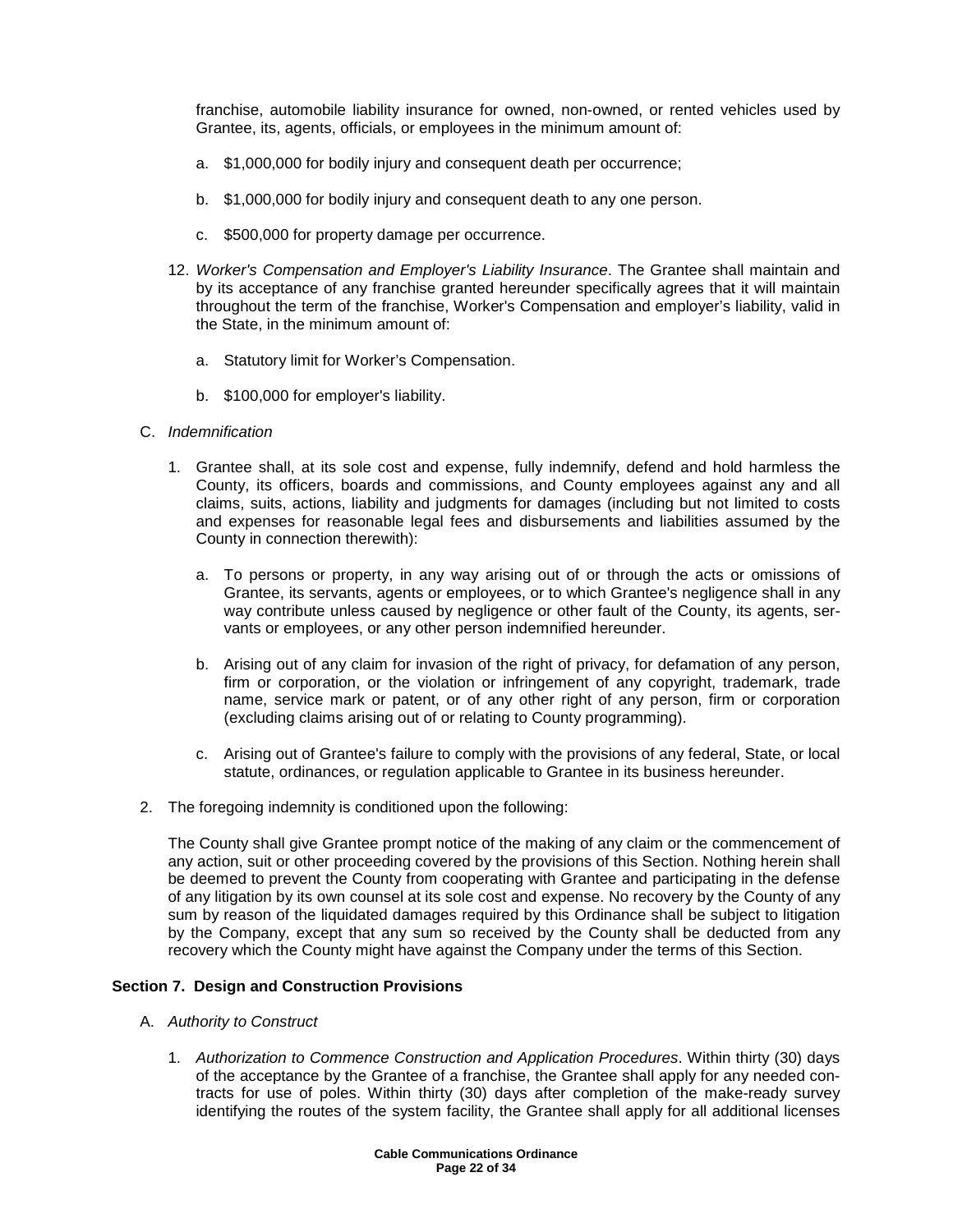franchise, automobile liability insurance for owned, non-owned, or rented vehicles used by Grantee, its, agents, officials, or employees in the minimum amount of:

   a. $1,000,000 for bodily injury and consequent death per occurrence;

   b. $1,000,000 for bodily injury and consequent death to any one person.

   c. $500,000 for property damage per occurrence.

12. *Worker's Compensation and Employer's Liability Insurance*. The Grantee shall maintain and by its acceptance of any franchise granted hereunder specifically agrees that it will maintain throughout the term of the franchise, Worker's Compensation and employer's liability, valid in the State, in the minimum amount of:

   a. Statutory limit for Worker's Compensation.

   b. $100,000 for employer's liability.

C. *Indemnification*

1. Grantee shall, at its sole cost and expense, fully indemnify, defend and hold harmless the County, its officers, boards and commissions, and County employees against any and all claims, suits, actions, liability and judgments for damages (including but not limited to costs and expenses for reasonable legal fees and disbursements and liabilities assumed by the County in connection therewith):

   a. To persons or property, in any way arising out of or through the acts or omissions of Grantee, its servants, agents or employees, or to which Grantee's negligence shall in any way contribute unless caused by negligence or other fault of the County, its agents, servants or employees, or any other person indemnified hereunder.

   b. Arising out of any claim for invasion of the right of privacy, for defamation of any person, firm or corporation, or the violation or infringement of any copyright, trademark, trade name, service mark or patent, or of any other right of any person, firm or corporation (excluding claims arising out of or relating to County programming).

   c. Arising out of Grantee's failure to comply with the provisions of any federal, State, or local statute, ordinances, or regulation applicable to Grantee in its business hereunder.

2. The foregoing indemnity is conditioned upon the following:

   The County shall give Grantee prompt notice of the making of any claim or the commencement of any action, suit or other proceeding covered by the provisions of this Section. Nothing herein shall be deemed to prevent the County from cooperating with Grantee and participating in the defense of any litigation by its own counsel at its sole cost and expense. No recovery by the County of any sum by reason of the liquidated damages required by this Ordinance shall be subject to litigation by the Company, except that any sum so received by the County shall be deducted from any recovery which the County might have against the Company under the terms of this Section.

**Section 7. Design and Construction Provisions**

A. *Authority to Construct*

1. *Authorization to Commence Construction and Application Procedures*. Within thirty (30) days of the acceptance by the Grantee of a franchise, the Grantee shall apply for any needed contracts for use of poles. Within thirty (30) days after completion of the make-ready survey identifying the routes of the system facility, the Grantee shall apply for all additional licenses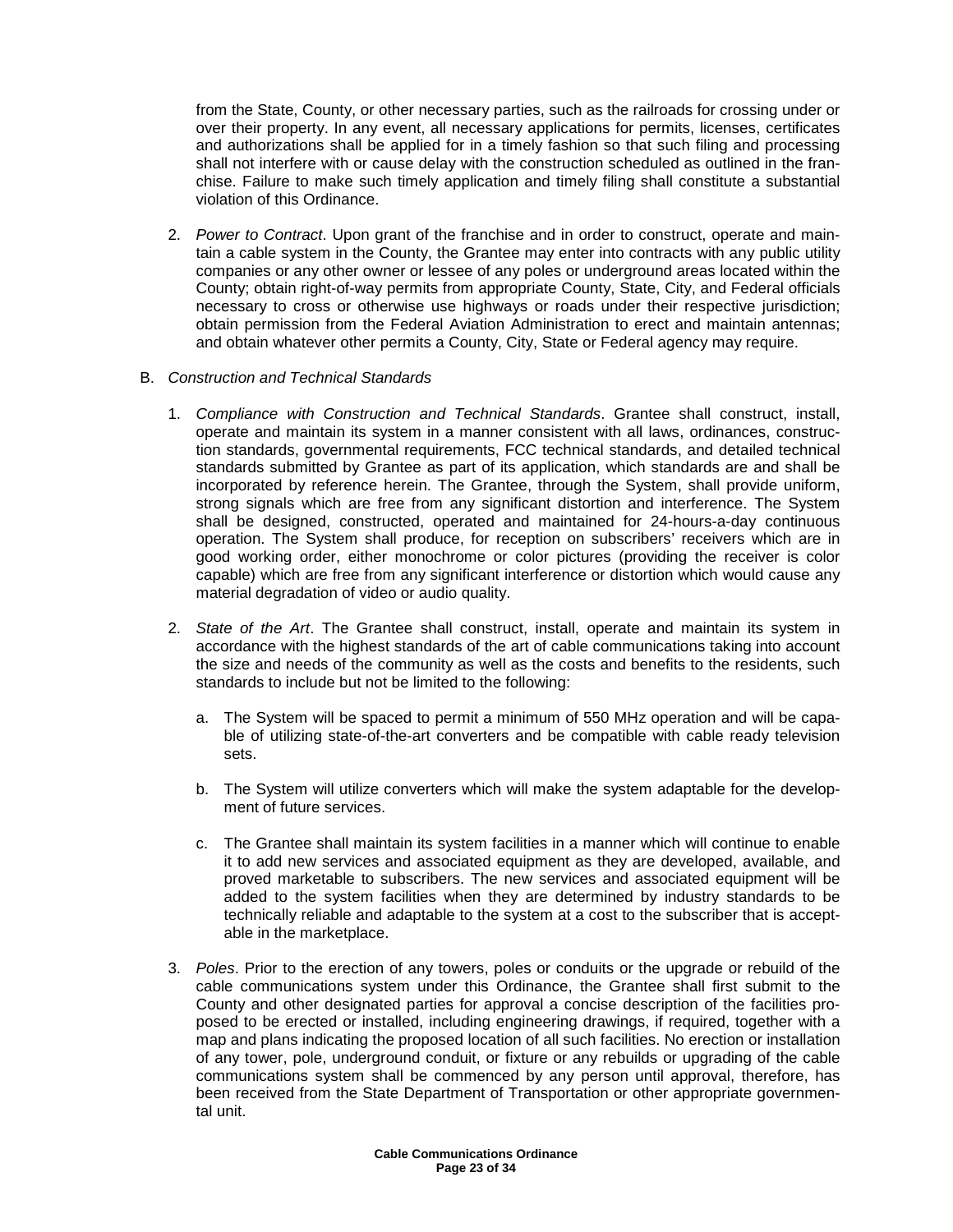from the State, County, or other necessary parties, such as the railroads for crossing under or over their property. In any event, all necessary applications for permits, licenses, certificates and authorizations shall be applied for in a timely fashion so that such filing and processing shall not interfere with or cause delay with the construction scheduled as outlined in the franchise. Failure to make such timely application and timely filing shall constitute a substantial violation of this Ordinance.

2. *Power to Contract*. Upon grant of the franchise and in order to construct, operate and maintain a cable system in the County, the Grantee may enter into contracts with any public utility companies or any other owner or lessee of any poles or underground areas located within the County; obtain right-of-way permits from appropriate County, State, City, and Federal officials necessary to cross or otherwise use highways or roads under their respective jurisdiction; obtain permission from the Federal Aviation Administration to erect and maintain antennas; and obtain whatever other permits a County, City, State or Federal agency may require.

B. *Construction and Technical Standards*

1. *Compliance with Construction and Technical Standards*. Grantee shall construct, install, operate and maintain its system in a manner consistent with all laws, ordinances, construction standards, governmental requirements, FCC technical standards, and detailed technical standards submitted by Grantee as part of its application, which standards are and shall be incorporated by reference herein. The Grantee, through the System, shall provide uniform, strong signals which are free from any significant distortion and interference. The System shall be designed, constructed, operated and maintained for 24-hours-a-day continuous operation. The System shall produce, for reception on subscribers' receivers which are in good working order, either monochrome or color pictures (providing the receiver is color capable) which are free from any significant interference or distortion which would cause any material degradation of video or audio quality.

2. *State of the Art*. The Grantee shall construct, install, operate and maintain its system in accordance with the highest standards of the art of cable communications taking into account the size and needs of the community as well as the costs and benefits to the residents, such standards to include but not be limited to the following:

   a. The System will be spaced to permit a minimum of 550 MHz operation and will be capable of utilizing state-of-the-art converters and be compatible with cable ready television sets.

   b. The System will utilize converters which will make the system adaptable for the development of future services.

   c. The Grantee shall maintain its system facilities in a manner which will continue to enable it to add new services and associated equipment as they are developed, available, and proved marketable to subscribers. The new services and associated equipment will be added to the system facilities when they are determined by industry standards to be technically reliable and adaptable to the system at a cost to the subscriber that is acceptable in the marketplace.

3. *Poles*. Prior to the erection of any towers, poles or conduits or the upgrade or rebuild of the cable communications system under this Ordinance, the Grantee shall first submit to the County and other designated parties for approval a concise description of the facilities proposed to be erected or installed, including engineering drawings, if required, together with a map and plans indicating the proposed location of all such facilities. No erection or installation of any tower, pole, underground conduit, or fixture or any rebuilds or upgrading of the cable communications system shall be commenced by any person until approval, therefore, has been received from the State Department of Transportation or other appropriate governmental unit.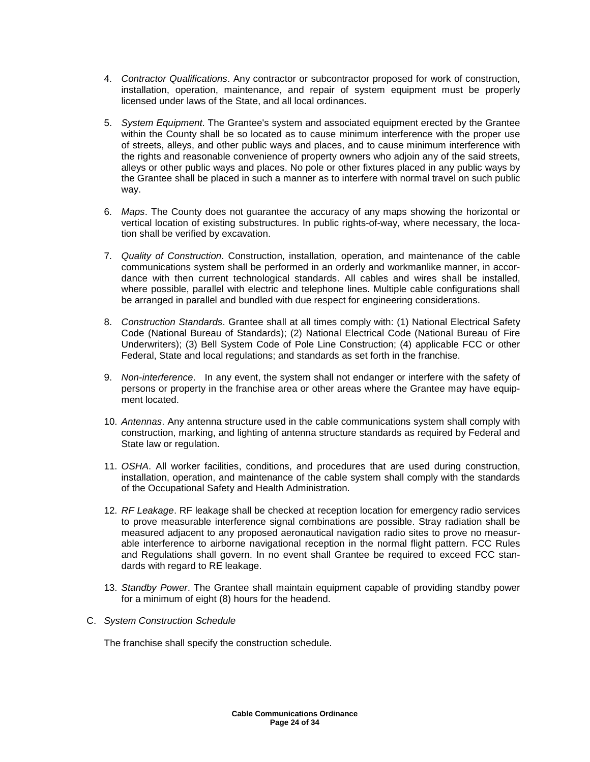4. *Contractor Qualifications*. Any contractor or subcontractor proposed for work of construction, installation, operation, maintenance, and repair of system equipment must be properly licensed under laws of the State, and all local ordinances.

5. *System Equipment*. The Grantee's system and associated equipment erected by the Grantee within the County shall be so located as to cause minimum interference with the proper use of streets, alleys, and other public ways and places, and to cause minimum interference with the rights and reasonable convenience of property owners who adjoin any of the said streets, alleys or other public ways and places. No pole or other fixtures placed in any public ways by the Grantee shall be placed in such a manner as to interfere with normal travel on such public way.

6. *Maps*. The County does not guarantee the accuracy of any maps showing the horizontal or vertical location of existing substructures. In public rights-of-way, where necessary, the location shall be verified by excavation.

7. *Quality of Construction*. Construction, installation, operation, and maintenance of the cable communications system shall be performed in an orderly and workmanlike manner, in accordance with then current technological standards. All cables and wires shall be installed, where possible, parallel with electric and telephone lines. Multiple cable configurations shall be arranged in parallel and bundled with due respect for engineering considerations.

8. *Construction Standards*. Grantee shall at all times comply with: (1) National Electrical Safety Code (National Bureau of Standards); (2) National Electrical Code (National Bureau of Fire Underwriters); (3) Bell System Code of Pole Line Construction; (4) applicable FCC or other Federal, State and local regulations; and standards as set forth in the franchise.

9. *Non-interference*. In any event, the system shall not endanger or interfere with the safety of persons or property in the franchise area or other areas where the Grantee may have equipment located.

10. *Antennas*. Any antenna structure used in the cable communications system shall comply with construction, marking, and lighting of antenna structure standards as required by Federal and State law or regulation.

11. *OSHA*. All worker facilities, conditions, and procedures that are used during construction, installation, operation, and maintenance of the cable system shall comply with the standards of the Occupational Safety and Health Administration.

12. *RF Leakage*. RF leakage shall be checked at reception location for emergency radio services to prove measurable interference signal combinations are possible. Stray radiation shall be measured adjacent to any proposed aeronautical navigation radio sites to prove no measurable interference to airborne navigational reception in the normal flight pattern. FCC Rules and Regulations shall govern. In no event shall Grantee be required to exceed FCC standards with regard to RE leakage.

13. *Standby Power*. The Grantee shall maintain equipment capable of providing standby power for a minimum of eight (8) hours for the headend.

C. *System Construction Schedule*

The franchise shall specify the construction schedule.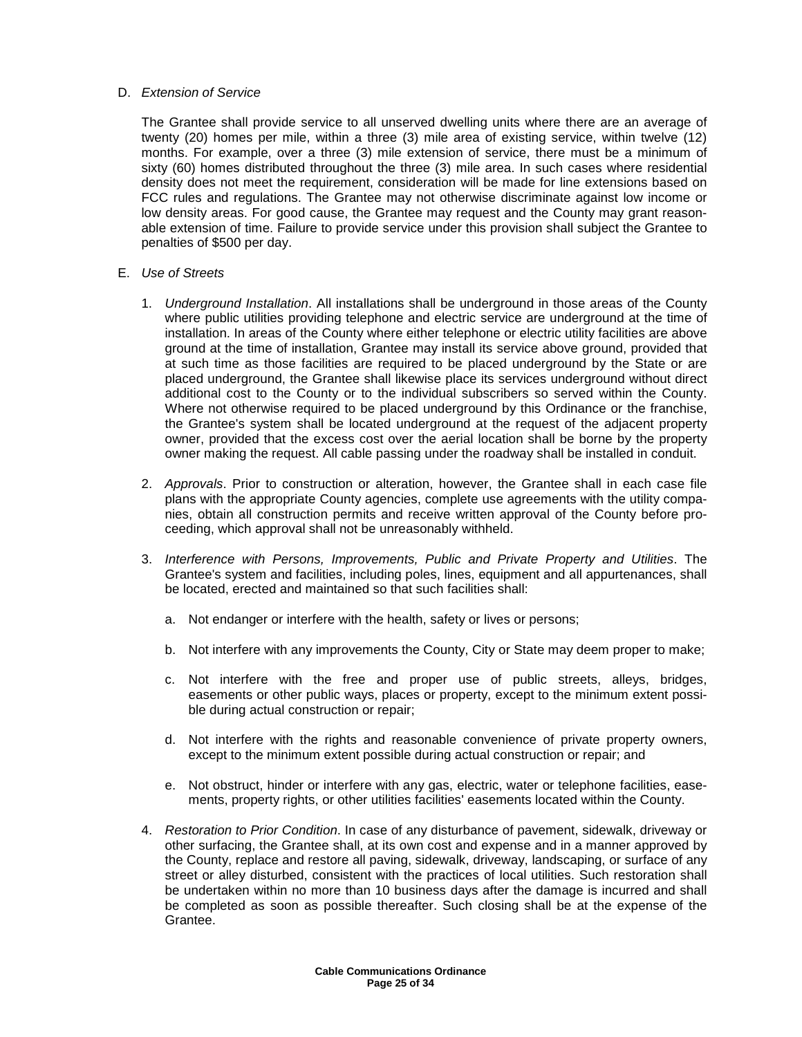D. *Extension of Service*

The Grantee shall provide service to all unserved dwelling units where there are an average of twenty (20) homes per mile, within a three (3) mile area of existing service, within twelve (12) months. For example, over a three (3) mile extension of service, there must be a minimum of sixty (60) homes distributed throughout the three (3) mile area. In such cases where residential density does not meet the requirement, consideration will be made for line extensions based on FCC rules and regulations. The Grantee may not otherwise discriminate against low income or low density areas. For good cause, the Grantee may request and the County may grant reasonable extension of time. Failure to provide service under this provision shall subject the Grantee to penalties of $500 per day.

E. *Use of Streets*

1. *Underground Installation*. All installations shall be underground in those areas of the County where public utilities providing telephone and electric service are underground at the time of installation. In areas of the County where either telephone or electric utility facilities are above ground at the time of installation, Grantee may install its service above ground, provided that at such time as those facilities are required to be placed underground by the State or are placed underground, the Grantee shall likewise place its services underground without direct additional cost to the County or to the individual subscribers so served within the County. Where not otherwise required to be placed underground by this Ordinance or the franchise, the Grantee's system shall be located underground at the request of the adjacent property owner, provided that the excess cost over the aerial location shall be borne by the property owner making the request. All cable passing under the roadway shall be installed in conduit.

2. *Approvals*. Prior to construction or alteration, however, the Grantee shall in each case file plans with the appropriate County agencies, complete use agreements with the utility companies, obtain all construction permits and receive written approval of the County before proceeding, which approval shall not be unreasonably withheld.

3. *Interference with Persons, Improvements, Public and Private Property and Utilities*. The Grantee's system and facilities, including poles, lines, equipment and all appurtenances, shall be located, erected and maintained so that such facilities shall:

   a. Not endanger or interfere with the health, safety or lives or persons;

   b. Not interfere with any improvements the County, City or State may deem proper to make;

   c. Not interfere with the free and proper use of public streets, alleys, bridges, easements or other public ways, places or property, except to the minimum extent possible during actual construction or repair;

   d. Not interfere with the rights and reasonable convenience of private property owners, except to the minimum extent possible during actual construction or repair; and

   e. Not obstruct, hinder or interfere with any gas, electric, water or telephone facilities, easements, property rights, or other utilities facilities' easements located within the County.

4. *Restoration to Prior Condition*. In case of any disturbance of pavement, sidewalk, driveway or other surfacing, the Grantee shall, at its own cost and expense and in a manner approved by the County, replace and restore all paving, sidewalk, driveway, landscaping, or surface of any street or alley disturbed, consistent with the practices of local utilities. Such restoration shall be undertaken within no more than 10 business days after the damage is incurred and shall be completed as soon as possible thereafter. Such closing shall be at the expense of the Grantee.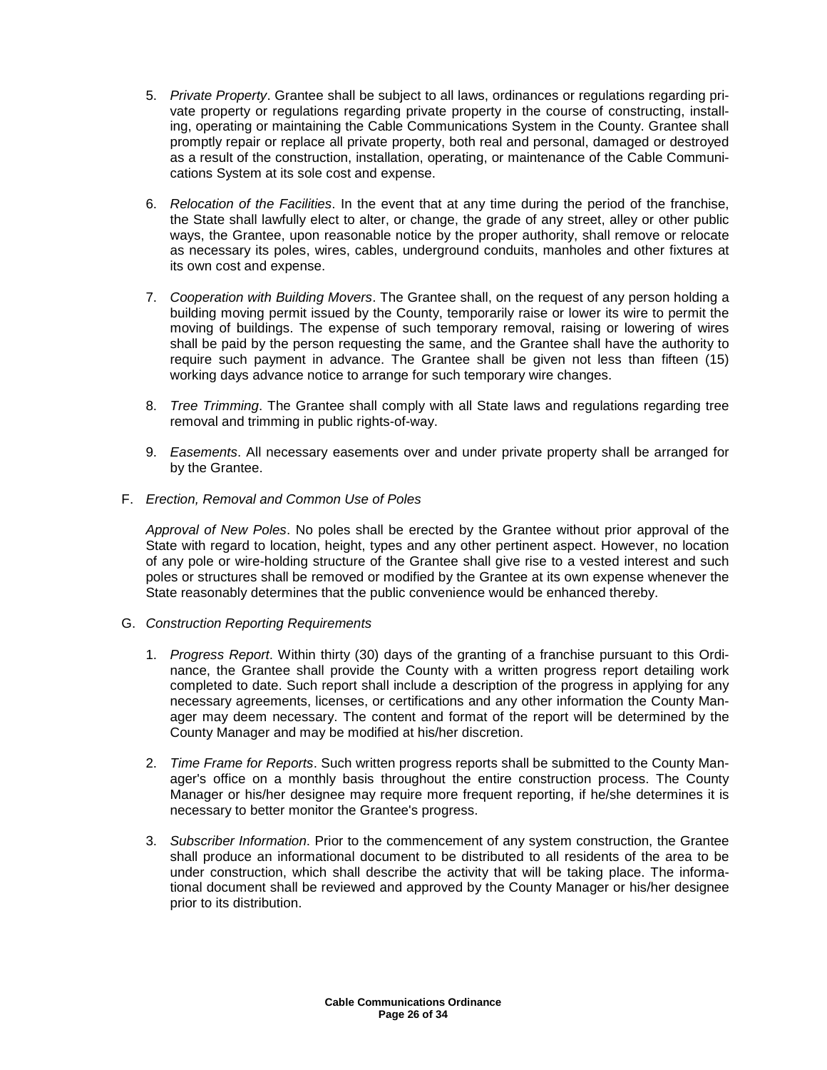5. *Private Property*. Grantee shall be subject to all laws, ordinances or regulations regarding private property or regulations regarding private property in the course of constructing, installing, operating or maintaining the Cable Communications System in the County. Grantee shall promptly repair or replace all private property, both real and personal, damaged or destroyed as a result of the construction, installation, operating, or maintenance of the Cable Communications System at its sole cost and expense.

6. *Relocation of the Facilities*. In the event that at any time during the period of the franchise, the State shall lawfully elect to alter, or change, the grade of any street, alley or other public ways, the Grantee, upon reasonable notice by the proper authority, shall remove or relocate as necessary its poles, wires, cables, underground conduits, manholes and other fixtures at its own cost and expense.

7. *Cooperation with Building Movers*. The Grantee shall, on the request of any person holding a building moving permit issued by the County, temporarily raise or lower its wire to permit the moving of buildings. The expense of such temporary removal, raising or lowering of wires shall be paid by the person requesting the same, and the Grantee shall have the authority to require such payment in advance. The Grantee shall be given not less than fifteen (15) working days advance notice to arrange for such temporary wire changes.

8. *Tree Trimming*. The Grantee shall comply with all State laws and regulations regarding tree removal and trimming in public rights-of-way.

9. *Easements*. All necessary easements over and under private property shall be arranged for by the Grantee.

F. *Erection, Removal and Common Use of Poles*

*Approval of New Poles*. No poles shall be erected by the Grantee without prior approval of the State with regard to location, height, types and any other pertinent aspect. However, no location of any pole or wire-holding structure of the Grantee shall give rise to a vested interest and such poles or structures shall be removed or modified by the Grantee at its own expense whenever the State reasonably determines that the public convenience would be enhanced thereby.

G. *Construction Reporting Requirements*

1. *Progress Report*. Within thirty (30) days of the granting of a franchise pursuant to this Ordinance, the Grantee shall provide the County with a written progress report detailing work completed to date. Such report shall include a description of the progress in applying for any necessary agreements, licenses, or certifications and any other information the County Manager may deem necessary. The content and format of the report will be determined by the County Manager and may be modified at his/her discretion.

2. *Time Frame for Reports*. Such written progress reports shall be submitted to the County Manager's office on a monthly basis throughout the entire construction process. The County Manager or his/her designee may require more frequent reporting, if he/she determines it is necessary to better monitor the Grantee's progress.

3. *Subscriber Information*. Prior to the commencement of any system construction, the Grantee shall produce an informational document to be distributed to all residents of the area to be under construction, which shall describe the activity that will be taking place. The informational document shall be reviewed and approved by the County Manager or his/her designee prior to its distribution.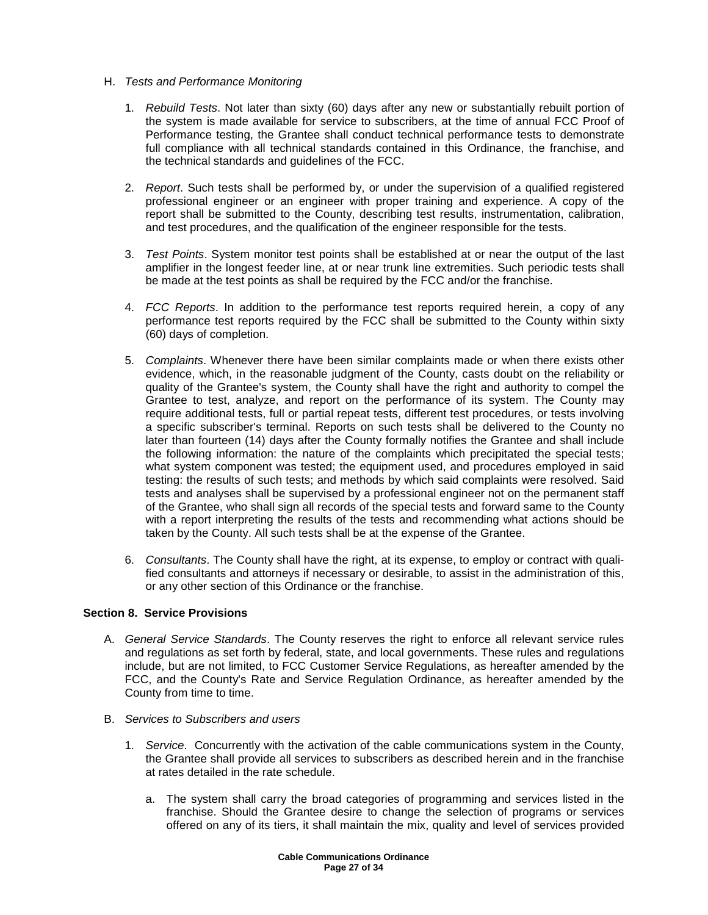H. *Tests and Performance Monitoring*

1. *Rebuild Tests*. Not later than sixty (60) days after any new or substantially rebuilt portion of the system is made available for service to subscribers, at the time of annual FCC Proof of Performance testing, the Grantee shall conduct technical performance tests to demonstrate full compliance with all technical standards contained in this Ordinance, the franchise, and the technical standards and guidelines of the FCC.

2. *Report*. Such tests shall be performed by, or under the supervision of a qualified registered professional engineer or an engineer with proper training and experience. A copy of the report shall be submitted to the County, describing test results, instrumentation, calibration, and test procedures, and the qualification of the engineer responsible for the tests.

3. *Test Points*. System monitor test points shall be established at or near the output of the last amplifier in the longest feeder line, at or near trunk line extremities. Such periodic tests shall be made at the test points as shall be required by the FCC and/or the franchise.

4. *FCC Reports*. In addition to the performance test reports required herein, a copy of any performance test reports required by the FCC shall be submitted to the County within sixty (60) days of completion.

5. *Complaints*. Whenever there have been similar complaints made or when there exists other evidence, which, in the reasonable judgment of the County, casts doubt on the reliability or quality of the Grantee's system, the County shall have the right and authority to compel the Grantee to test, analyze, and report on the performance of its system. The County may require additional tests, full or partial repeat tests, different test procedures, or tests involving a specific subscriber's terminal. Reports on such tests shall be delivered to the County no later than fourteen (14) days after the County formally notifies the Grantee and shall include the following information: the nature of the complaints which precipitated the special tests; what system component was tested; the equipment used, and procedures employed in said testing: the results of such tests; and methods by which said complaints were resolved. Said tests and analyses shall be supervised by a professional engineer not on the permanent staff of the Grantee, who shall sign all records of the special tests and forward same to the County with a report interpreting the results of the tests and recommending what actions should be taken by the County. All such tests shall be at the expense of the Grantee.

6. *Consultants*. The County shall have the right, at its expense, to employ or contract with qualified consultants and attorneys if necessary or desirable, to assist in the administration of this, or any other section of this Ordinance or the franchise.

**Section 8. Service Provisions**

A. *General Service Standards*. The County reserves the right to enforce all relevant service rules and regulations as set forth by federal, state, and local governments. These rules and regulations include, but are not limited, to FCC Customer Service Regulations, as hereafter amended by the FCC, and the County's Rate and Service Regulation Ordinance, as hereafter amended by the County from time to time.

B. *Services to Subscribers and users*

1. *Service*. Concurrently with the activation of the cable communications system in the County, the Grantee shall provide all services to subscribers as described herein and in the franchise at rates detailed in the rate schedule.

   a. The system shall carry the broad categories of programming and services listed in the franchise. Should the Grantee desire to change the selection of programs or services offered on any of its tiers, it shall maintain the mix, quality and level of services provided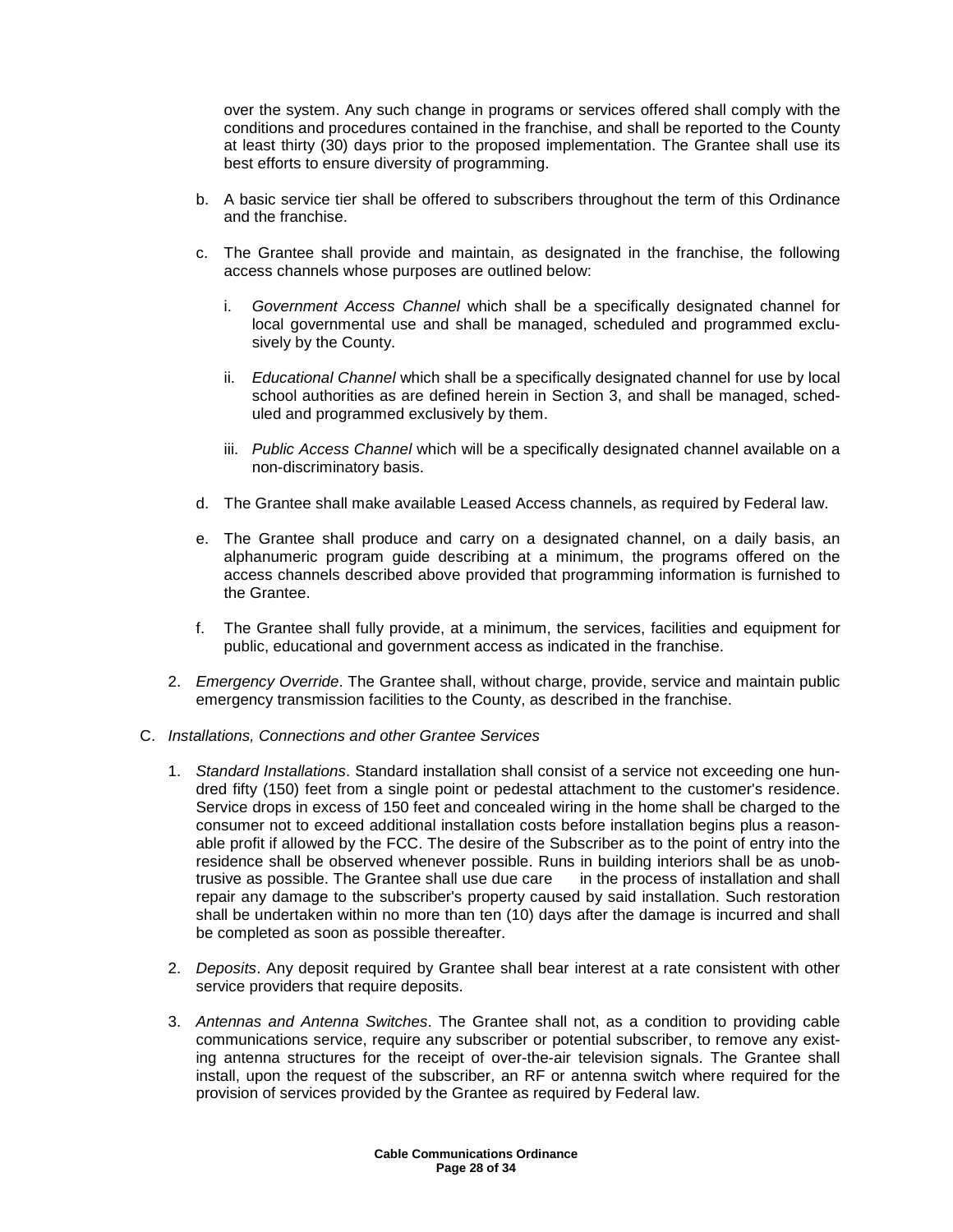over the system. Any such change in programs or services offered shall comply with the conditions and procedures contained in the franchise, and shall be reported to the County at least thirty (30) days prior to the proposed implementation. The Grantee shall use its best efforts to ensure diversity of programming.

b. A basic service tier shall be offered to subscribers throughout the term of this Ordinance and the franchise.

c. The Grantee shall provide and maintain, as designated in the franchise, the following access channels whose purposes are outlined below:

   i. *Government Access Channel* which shall be a specifically designated channel for local governmental use and shall be managed, scheduled and programmed exclusively by the County.

   ii. *Educational Channel* which shall be a specifically designated channel for use by local school authorities as are defined herein in Section 3, and shall be managed, scheduled and programmed exclusively by them.

   iii. *Public Access Channel* which will be a specifically designated channel available on a non-discriminatory basis.

d. The Grantee shall make available Leased Access channels, as required by Federal law.

e. The Grantee shall produce and carry on a designated channel, on a daily basis, an alphanumeric program guide describing at a minimum, the programs offered on the access channels described above provided that programming information is furnished to the Grantee.

f. The Grantee shall fully provide, at a minimum, the services, facilities and equipment for public, educational and government access as indicated in the franchise.

2. *Emergency Override*. The Grantee shall, without charge, provide, service and maintain public emergency transmission facilities to the County, as described in the franchise.

C. *Installations, Connections and other Grantee Services*

1. *Standard Installations*. Standard installation shall consist of a service not exceeding one hundred fifty (150) feet from a single point or pedestal attachment to the customer's residence. Service drops in excess of 150 feet and concealed wiring in the home shall be charged to the consumer not to exceed additional installation costs before installation begins plus a reasonable profit if allowed by the FCC. The desire of the Subscriber as to the point of entry into the residence shall be observed whenever possible. Runs in building interiors shall be as unobtrusive as possible. The Grantee shall use due care in the process of installation and shall repair any damage to the subscriber's property caused by said installation. Such restoration shall be undertaken within no more than ten (10) days after the damage is incurred and shall be completed as soon as possible thereafter.

2. *Deposits*. Any deposit required by Grantee shall bear interest at a rate consistent with other service providers that require deposits.

3. *Antennas and Antenna Switches*. The Grantee shall not, as a condition to providing cable communications service, require any subscriber or potential subscriber, to remove any existing antenna structures for the receipt of over-the-air television signals. The Grantee shall install, upon the request of the subscriber, an RF or antenna switch where required for the provision of services provided by the Grantee as required by Federal law.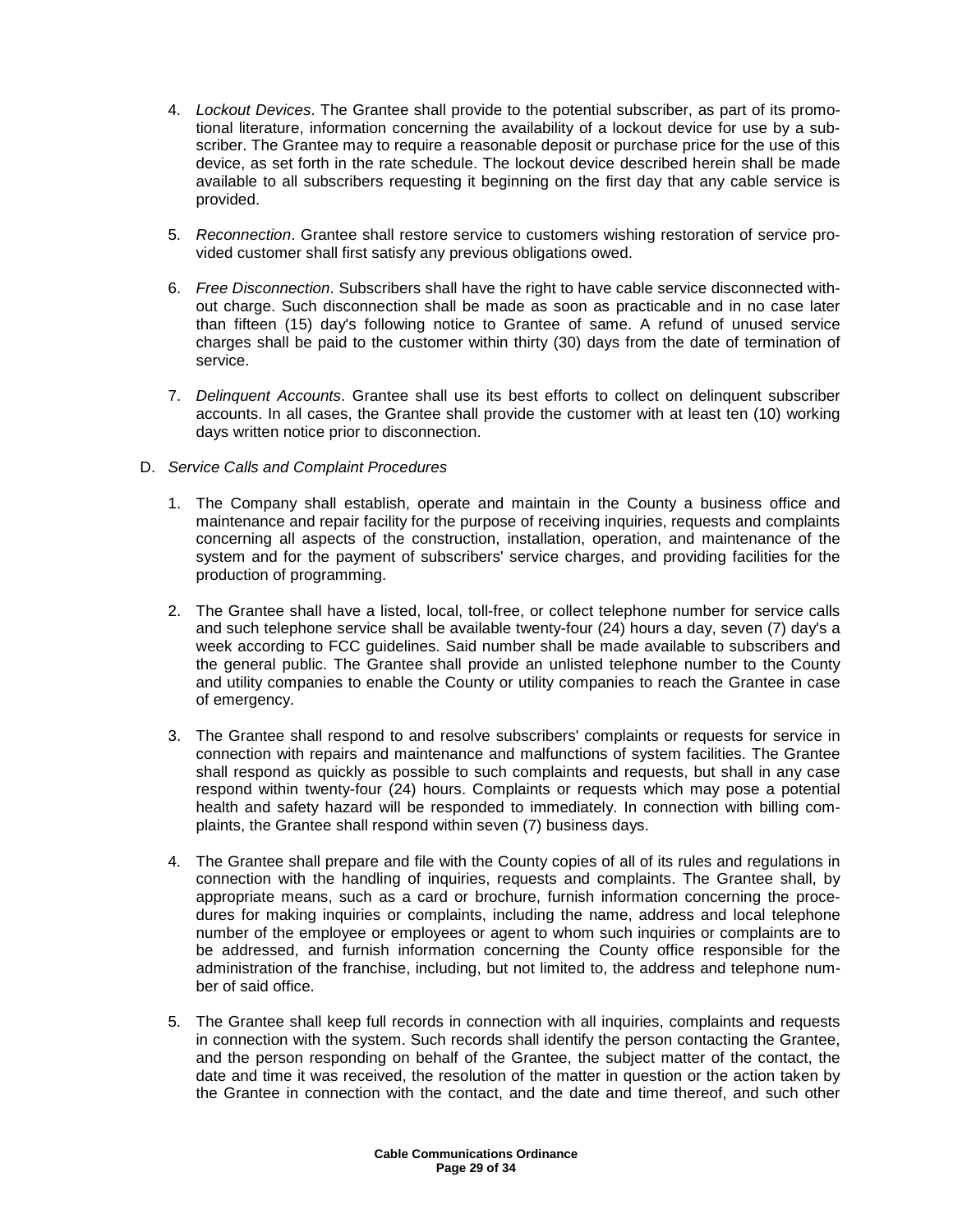4. *Lockout Devices*. The Grantee shall provide to the potential subscriber, as part of its promotional literature, information concerning the availability of a lockout device for use by a subscriber. The Grantee may to require a reasonable deposit or purchase price for the use of this device, as set forth in the rate schedule. The lockout device described herein shall be made available to all subscribers requesting it beginning on the first day that any cable service is provided.

5. *Reconnection*. Grantee shall restore service to customers wishing restoration of service provided customer shall first satisfy any previous obligations owed.

6. *Free Disconnection*. Subscribers shall have the right to have cable service disconnected without charge. Such disconnection shall be made as soon as practicable and in no case later than fifteen (15) day's following notice to Grantee of same. A refund of unused service charges shall be paid to the customer within thirty (30) days from the date of termination of service.

7. *Delinquent Accounts*. Grantee shall use its best efforts to collect on delinquent subscriber accounts. In all cases, the Grantee shall provide the customer with at least ten (10) working days written notice prior to disconnection.

D. *Service Calls and Complaint Procedures*

1. The Company shall establish, operate and maintain in the County a business office and maintenance and repair facility for the purpose of receiving inquiries, requests and complaints concerning all aspects of the construction, installation, operation, and maintenance of the system and for the payment of subscribers' service charges, and providing facilities for the production of programming.

2. The Grantee shall have a listed, local, toll-free, or collect telephone number for service calls and such telephone service shall be available twenty-four (24) hours a day, seven (7) day's a week according to FCC guidelines. Said number shall be made available to subscribers and the general public. The Grantee shall provide an unlisted telephone number to the County and utility companies to enable the County or utility companies to reach the Grantee in case of emergency.

3. The Grantee shall respond to and resolve subscribers' complaints or requests for service in connection with repairs and maintenance and malfunctions of system facilities. The Grantee shall respond as quickly as possible to such complaints and requests, but shall in any case respond within twenty-four (24) hours. Complaints or requests which may pose a potential health and safety hazard will be responded to immediately. In connection with billing complaints, the Grantee shall respond within seven (7) business days.

4. The Grantee shall prepare and file with the County copies of all of its rules and regulations in connection with the handling of inquiries, requests and complaints. The Grantee shall, by appropriate means, such as a card or brochure, furnish information concerning the procedures for making inquiries or complaints, including the name, address and local telephone number of the employee or employees or agent to whom such inquiries or complaints are to be addressed, and furnish information concerning the County office responsible for the administration of the franchise, including, but not limited to, the address and telephone number of said office.

5. The Grantee shall keep full records in connection with all inquiries, complaints and requests in connection with the system. Such records shall identify the person contacting the Grantee, and the person responding on behalf of the Grantee, the subject matter of the contact, the date and time it was received, the resolution of the matter in question or the action taken by the Grantee in connection with the contact, and the date and time thereof, and such other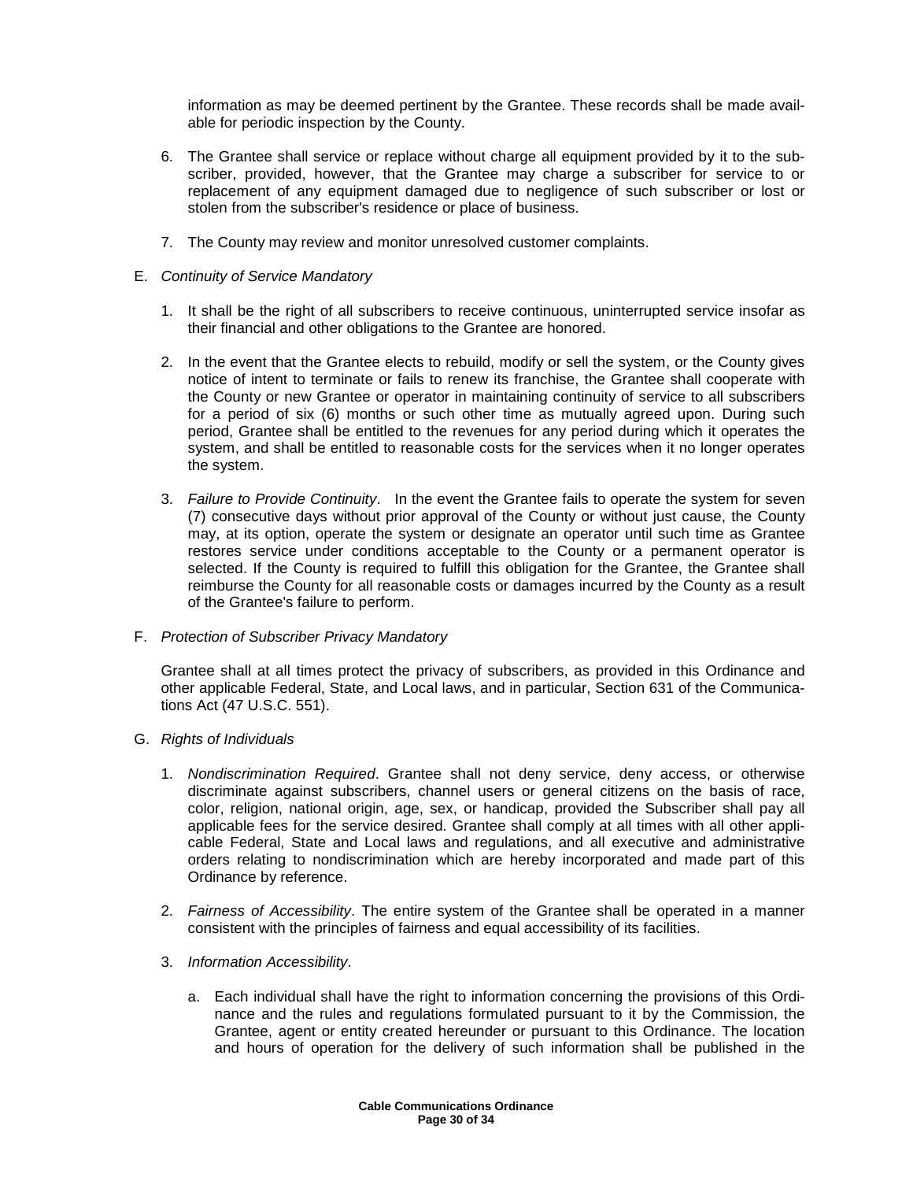information as may be deemed pertinent by the Grantee. These records shall be made available for periodic inspection by the County.

6. The Grantee shall service or replace without charge all equipment provided by it to the subscriber, provided, however, that the Grantee may charge a subscriber for service to or replacement of any equipment damaged due to negligence of such subscriber or lost or stolen from the subscriber's residence or place of business.

7. The County may review and monitor unresolved customer complaints.

E. *Continuity of Service Mandatory*

1. It shall be the right of all subscribers to receive continuous, uninterrupted service insofar as their financial and other obligations to the Grantee are honored.

2. In the event that the Grantee elects to rebuild, modify or sell the system, or the County gives notice of intent to terminate or fails to renew its franchise, the Grantee shall cooperate with the County or new Grantee or operator in maintaining continuity of service to all subscribers for a period of six (6) months or such other time as mutually agreed upon. During such period, Grantee shall be entitled to the revenues for any period during which it operates the system, and shall be entitled to reasonable costs for the services when it no longer operates the system.

3. *Failure to Provide Continuity*. In the event the Grantee fails to operate the system for seven (7) consecutive days without prior approval of the County or without just cause, the County may, at its option, operate the system or designate an operator until such time as Grantee restores service under conditions acceptable to the County or a permanent operator is selected. If the County is required to fulfill this obligation for the Grantee, the Grantee shall reimburse the County for all reasonable costs or damages incurred by the County as a result of the Grantee's failure to perform.

F. *Protection of Subscriber Privacy Mandatory*

Grantee shall at all times protect the privacy of subscribers, as provided in this Ordinance and other applicable Federal, State, and Local laws, and in particular, Section 631 of the Communications Act (47 U.S.C. 551).

G. *Rights of Individuals*

1. *Nondiscrimination Required*. Grantee shall not deny service, deny access, or otherwise discriminate against subscribers, channel users or general citizens on the basis of race, color, religion, national origin, age, sex, or handicap, provided the Subscriber shall pay all applicable fees for the service desired. Grantee shall comply at all times with all other applicable Federal, State and Local laws and regulations, and all executive and administrative orders relating to nondiscrimination which are hereby incorporated and made part of this Ordinance by reference.

2. *Fairness of Accessibility*. The entire system of the Grantee shall be operated in a manner consistent with the principles of fairness and equal accessibility of its facilities.

3. *Information Accessibility*.

   a. Each individual shall have the right to information concerning the provisions of this Ordinance and the rules and regulations formulated pursuant to it by the Commission, the Grantee, agent or entity created hereunder or pursuant to this Ordinance. The location and hours of operation for the delivery of such information shall be published in the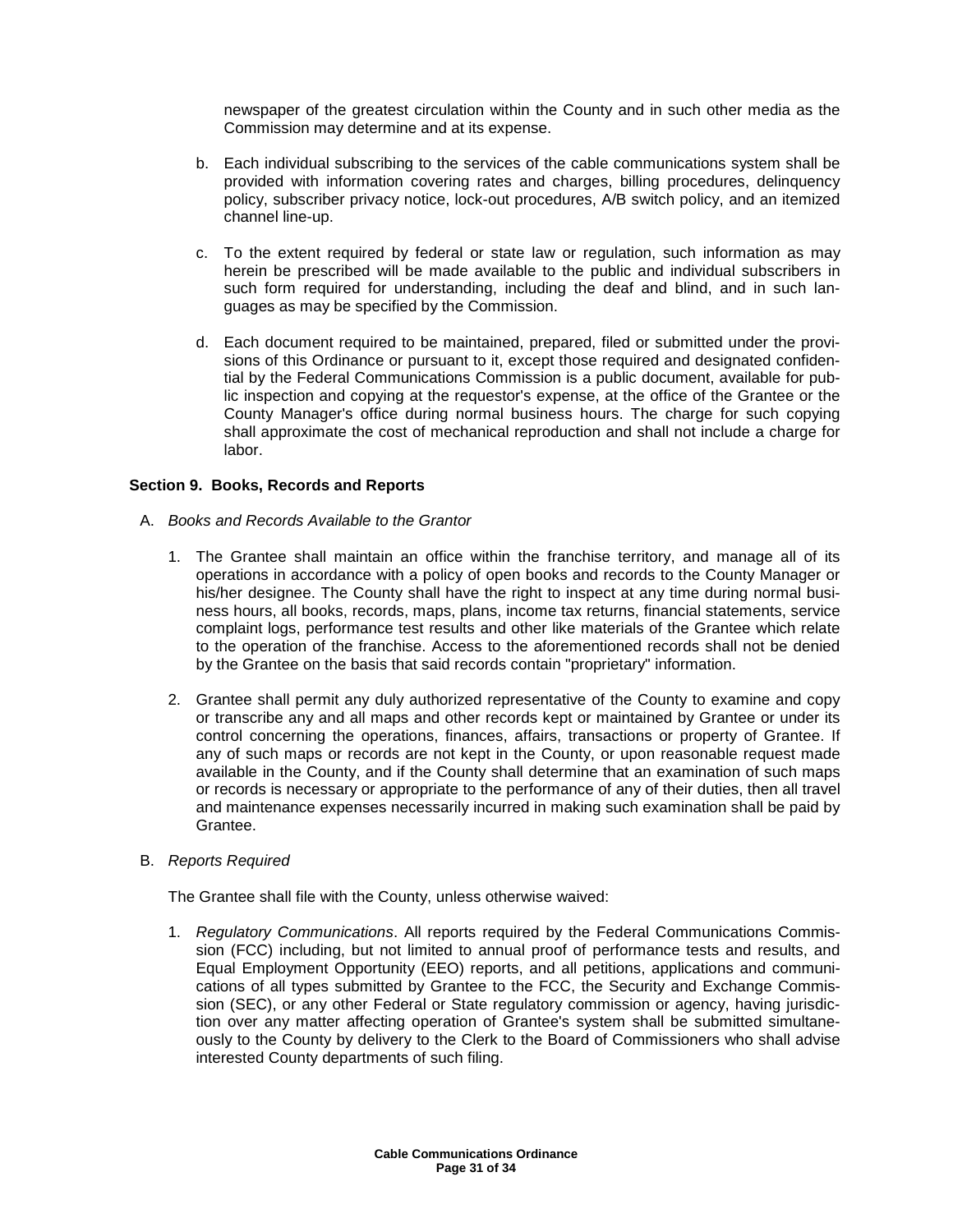newspaper of the greatest circulation within the County and in such other media as the Commission may determine and at its expense.

b. Each individual subscribing to the services of the cable communications system shall be provided with information covering rates and charges, billing procedures, delinquency policy, subscriber privacy notice, lock-out procedures, A/B switch policy, and an itemized channel line-up.

c. To the extent required by federal or state law or regulation, such information as may herein be prescribed will be made available to the public and individual subscribers in such form required for understanding, including the deaf and blind, and in such languages as may be specified by the Commission.

d. Each document required to be maintained, prepared, filed or submitted under the provisions of this Ordinance or pursuant to it, except those required and designated confidential by the Federal Communications Commission is a public document, available for public inspection and copying at the requestor's expense, at the office of the Grantee or the County Manager's office during normal business hours. The charge for such copying shall approximate the cost of mechanical reproduction and shall not include a charge for labor.

### Section 9. Books, Records and Reports

A. *Books and Records Available to the Grantor*

1. The Grantee shall maintain an office within the franchise territory, and manage all of its operations in accordance with a policy of open books and records to the County Manager or his/her designee. The County shall have the right to inspect at any time during normal business hours, all books, records, maps, plans, income tax returns, financial statements, service complaint logs, performance test results and other like materials of the Grantee which relate to the operation of the franchise. Access to the aforementioned records shall not be denied by the Grantee on the basis that said records contain "proprietary" information.

2. Grantee shall permit any duly authorized representative of the County to examine and copy or transcribe any and all maps and other records kept or maintained by Grantee or under its control concerning the operations, finances, affairs, transactions or property of Grantee. If any of such maps or records are not kept in the County, or upon reasonable request made available in the County, and if the County shall determine that an examination of such maps or records is necessary or appropriate to the performance of any of their duties, then all travel and maintenance expenses necessarily incurred in making such examination shall be paid by Grantee.

B. *Reports Required*

The Grantee shall file with the County, unless otherwise waived:

1. *Regulatory Communications*. All reports required by the Federal Communications Commission (FCC) including, but not limited to annual proof of performance tests and results, and Equal Employment Opportunity (EEO) reports, and all petitions, applications and communications of all types submitted by Grantee to the FCC, the Security and Exchange Commission (SEC), or any other Federal or State regulatory commission or agency, having jurisdiction over any matter affecting operation of Grantee's system shall be submitted simultaneously to the County by delivery to the Clerk to the Board of Commissioners who shall advise interested County departments of such filing.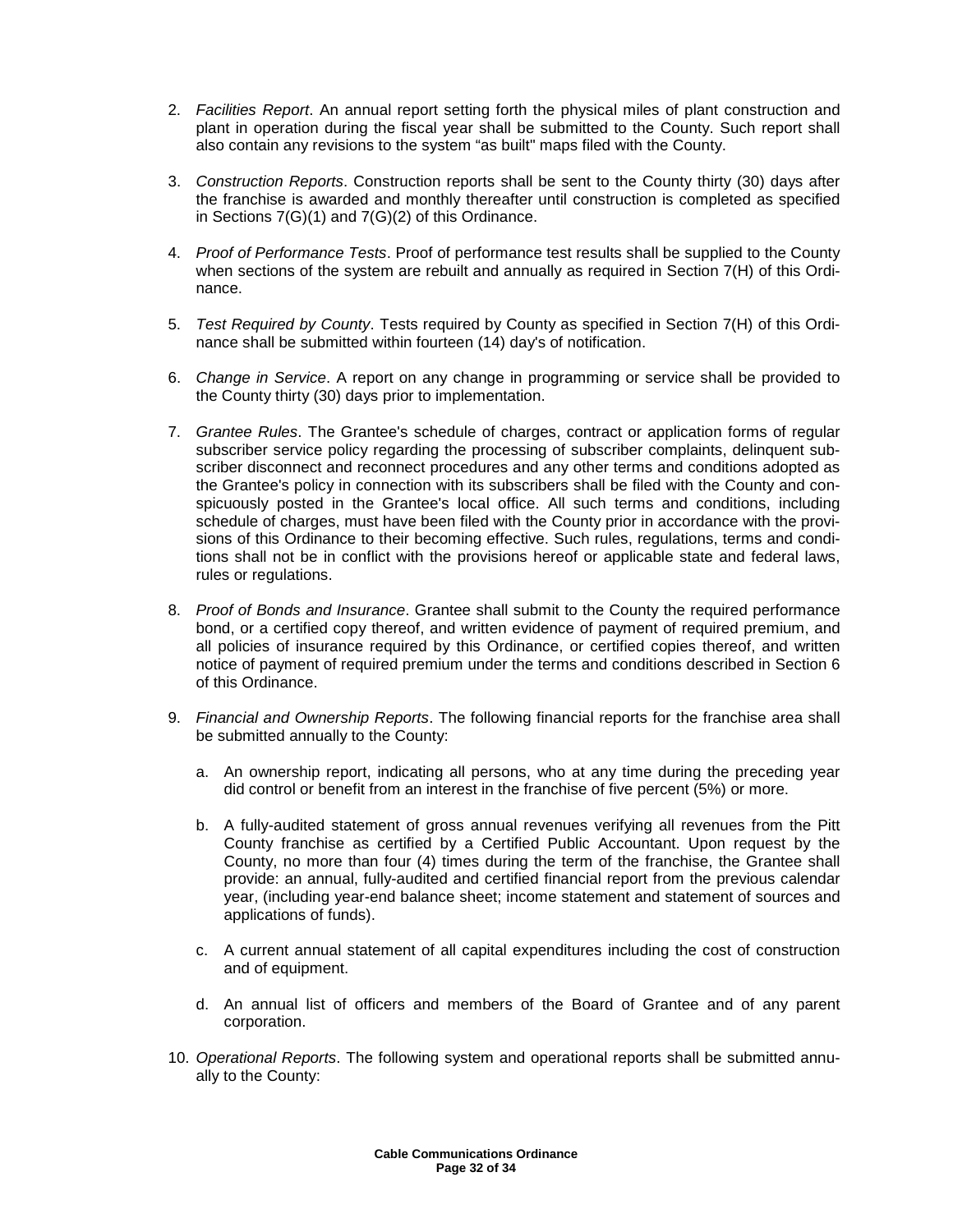2. *Facilities Report*. An annual report setting forth the physical miles of plant construction and plant in operation during the fiscal year shall be submitted to the County. Such report shall also contain any revisions to the system "as built" maps filed with the County.

3. *Construction Reports*. Construction reports shall be sent to the County thirty (30) days after the franchise is awarded and monthly thereafter until construction is completed as specified in Sections 7(G)(1) and 7(G)(2) of this Ordinance.

4. *Proof of Performance Tests*. Proof of performance test results shall be supplied to the County when sections of the system are rebuilt and annually as required in Section 7(H) of this Ordinance.

5. *Test Required by County*. Tests required by County as specified in Section 7(H) of this Ordinance shall be submitted within fourteen (14) day's of notification.

6. *Change in Service*. A report on any change in programming or service shall be provided to the County thirty (30) days prior to implementation.

7. *Grantee Rules*. The Grantee's schedule of charges, contract or application forms of regular subscriber service policy regarding the processing of subscriber complaints, delinquent subscriber disconnect and reconnect procedures and any other terms and conditions adopted as the Grantee's policy in connection with its subscribers shall be filed with the County and conspicuously posted in the Grantee's local office. All such terms and conditions, including schedule of charges, must have been filed with the County prior in accordance with the provisions of this Ordinance to their becoming effective. Such rules, regulations, terms and conditions shall not be in conflict with the provisions hereof or applicable state and federal laws, rules or regulations.

8. *Proof of Bonds and Insurance*. Grantee shall submit to the County the required performance bond, or a certified copy thereof, and written evidence of payment of required premium, and all policies of insurance required by this Ordinance, or certified copies thereof, and written notice of payment of required premium under the terms and conditions described in Section 6 of this Ordinance.

9. *Financial and Ownership Reports*. The following financial reports for the franchise area shall be submitted annually to the County:

   a. An ownership report, indicating all persons, who at any time during the preceding year did control or benefit from an interest in the franchise of five percent (5%) or more.

   b. A fully-audited statement of gross annual revenues verifying all revenues from the Pitt County franchise as certified by a Certified Public Accountant. Upon request by the County, no more than four (4) times during the term of the franchise, the Grantee shall provide: an annual, fully-audited and certified financial report from the previous calendar year, (including year-end balance sheet; income statement and statement of sources and applications of funds).

   c. A current annual statement of all capital expenditures including the cost of construction and of equipment.

   d. An annual list of officers and members of the Board of Grantee and of any parent corporation.

10. *Operational Reports*. The following system and operational reports shall be submitted annually to the County: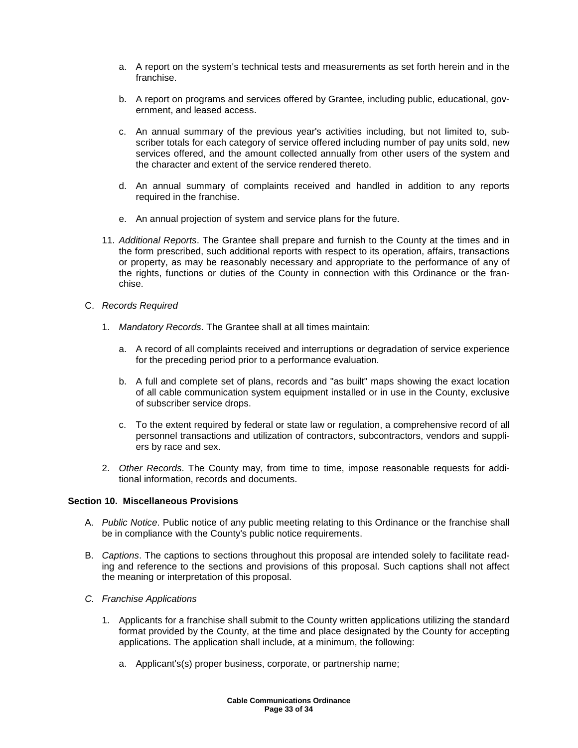a. A report on the system's technical tests and measurements as set forth herein and in the franchise.

b. A report on programs and services offered by Grantee, including public, educational, government, and leased access.

c. An annual summary of the previous year's activities including, but not limited to, subscriber totals for each category of service offered including number of pay units sold, new services offered, and the amount collected annually from other users of the system and the character and extent of the service rendered thereto.

d. An annual summary of complaints received and handled in addition to any reports required in the franchise.

e. An annual projection of system and service plans for the future.

11. *Additional Reports*. The Grantee shall prepare and furnish to the County at the times and in the form prescribed, such additional reports with respect to its operation, affairs, transactions or property, as may be reasonably necessary and appropriate to the performance of any of the rights, functions or duties of the County in connection with this Ordinance or the franchise.

C. *Records Required*

1. *Mandatory Records*. The Grantee shall at all times maintain:

a. A record of all complaints received and interruptions or degradation of service experience for the preceding period prior to a performance evaluation.

b. A full and complete set of plans, records and "as built" maps showing the exact location of all cable communication system equipment installed or in use in the County, exclusive of subscriber service drops.

c. To the extent required by federal or state law or regulation, a comprehensive record of all personnel transactions and utilization of contractors, subcontractors, vendors and suppliers by race and sex.

2. *Other Records*. The County may, from time to time, impose reasonable requests for additional information, records and documents.

**Section 10. Miscellaneous Provisions**

A. *Public Notice*. Public notice of any public meeting relating to this Ordinance or the franchise shall be in compliance with the County's public notice requirements.

B. *Captions*. The captions to sections throughout this proposal are intended solely to facilitate reading and reference to the sections and provisions of this proposal. Such captions shall not affect the meaning or interpretation of this proposal.

*C. Franchise Applications*

1. Applicants for a franchise shall submit to the County written applications utilizing the standard format provided by the County, at the time and place designated by the County for accepting applications. The application shall include, at a minimum, the following:

a. Applicant's(s) proper business, corporate, or partnership name;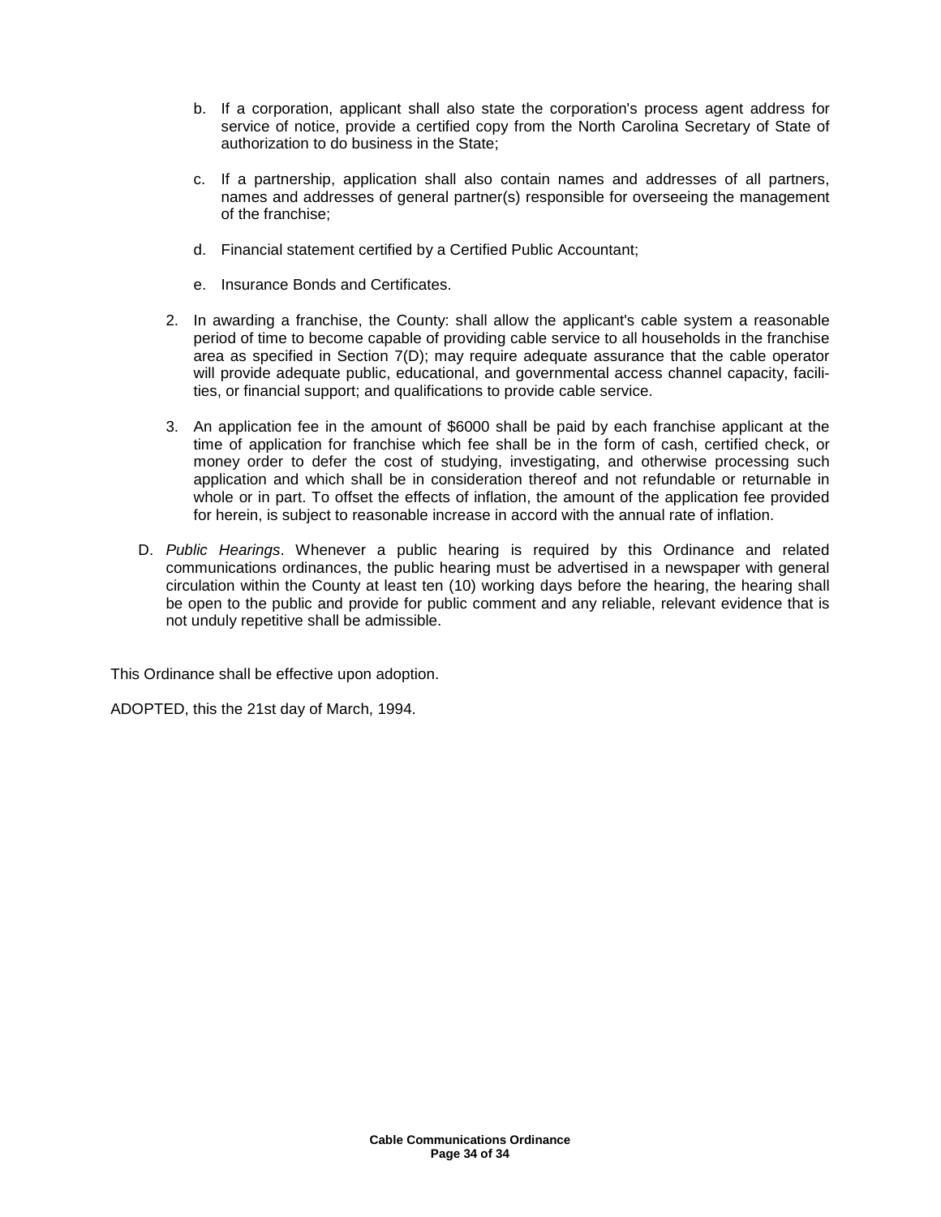b. If a corporation, applicant shall also state the corporation's process agent address for service of notice, provide a certified copy from the North Carolina Secretary of State of authorization to do business in the State;

   c. If a partnership, application shall also contain names and addresses of all partners, names and addresses of general partner(s) responsible for overseeing the management of the franchise;

   d. Financial statement certified by a Certified Public Accountant;

   e. Insurance Bonds and Certificates.

2. In awarding a franchise, the County: shall allow the applicant's cable system a reasonable period of time to become capable of providing cable service to all households in the franchise area as specified in Section 7(D); may require adequate assurance that the cable operator will provide adequate public, educational, and governmental access channel capacity, facilities, or financial support; and qualifications to provide cable service.

3. An application fee in the amount of $6000 shall be paid by each franchise applicant at the time of application for franchise which fee shall be in the form of cash, certified check, or money order to defer the cost of studying, investigating, and otherwise processing such application and which shall be in consideration thereof and not refundable or returnable in whole or in part. To offset the effects of inflation, the amount of the application fee provided for herein, is subject to reasonable increase in accord with the annual rate of inflation.

D. *Public Hearings*. Whenever a public hearing is required by this Ordinance and related communications ordinances, the public hearing must be advertised in a newspaper with general circulation within the County at least ten (10) working days before the hearing, the hearing shall be open to the public and provide for public comment and any reliable, relevant evidence that is not unduly repetitive shall be admissible.

This Ordinance shall be effective upon adoption.

ADOPTED, this the 21st day of March, 1994.